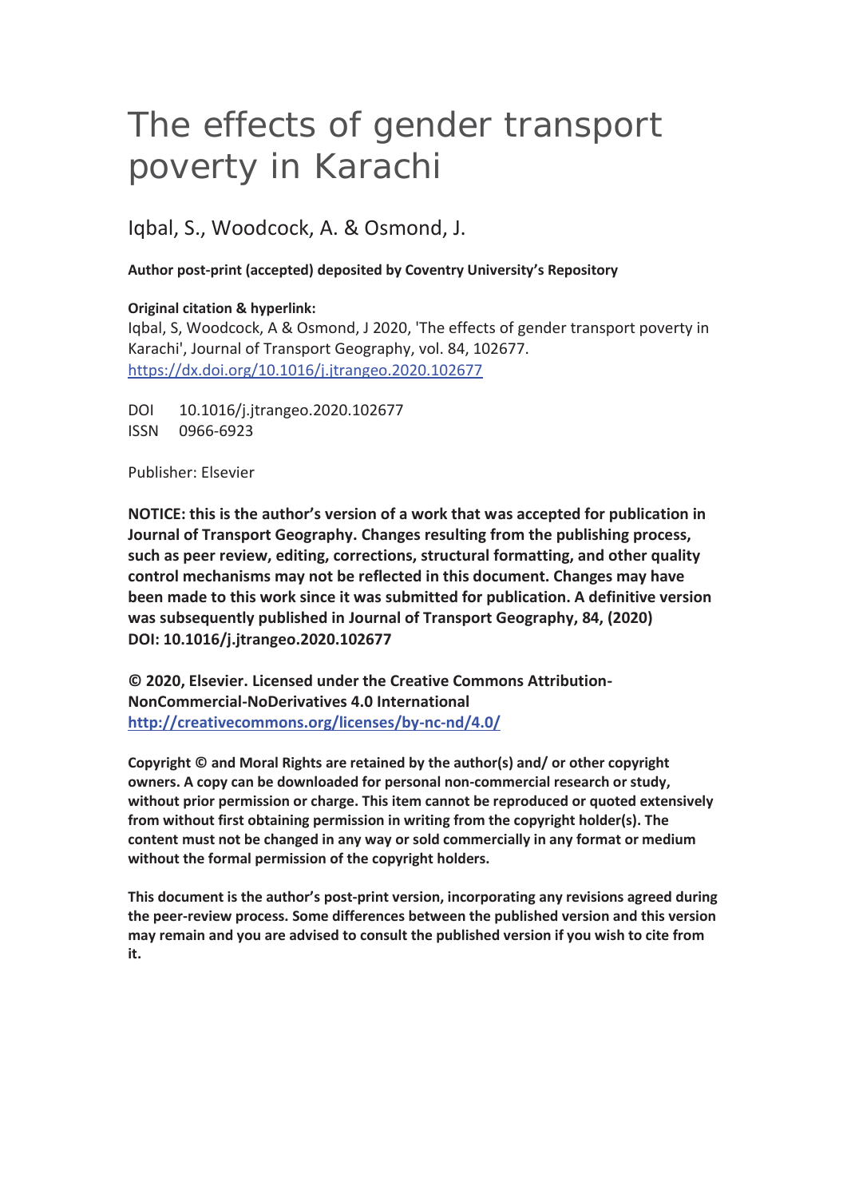# The effects of gender transport poverty in Karachi

Iqbal, S., Woodcock, A. & Osmond, J.

**Author post-print (accepted) deposited by Coventry University's Repository**

**Original citation & hyperlink:**

Iqbal, S, Woodcock, A & Osmond, J 2020, 'The effects of gender transport poverty in Karachi', Journal of Transport Geography, vol. 84, 102677.
https://dx.doi.org/10.1016/j.jtrangeo.2020.102677

DOI 10.1016/j.jtrangeo.2020.102677
ISSN 0966-6923

Publisher: Elsevier

**NOTICE: this is the author's version of a work that was accepted for publication in Journal of Transport Geography. Changes resulting from the publishing process, such as peer review, editing, corrections, structural formatting, and other quality control mechanisms may not be reflected in this document. Changes may have been made to this work since it was submitted for publication. A definitive version was subsequently published in Journal of Transport Geography, 84, (2020) DOI: 10.1016/j.jtrangeo.2020.102677**

**© 2020, Elsevier. Licensed under the Creative Commons Attribution-NonCommercial-NoDerivatives 4.0 International**
**http://creativecommons.org/licenses/by-nc-nd/4.0/**

**Copyright © and Moral Rights are retained by the author(s) and/ or other copyright owners. A copy can be downloaded for personal non-commercial research or study, without prior permission or charge. This item cannot be reproduced or quoted extensively from without first obtaining permission in writing from the copyright holder(s). The content must not be changed in any way or sold commercially in any format or medium without the formal permission of the copyright holders.**

**This document is the author's post-print version, incorporating any revisions agreed during the peer-review process. Some differences between the published version and this version may remain and you are advised to consult the published version if you wish to cite from it.**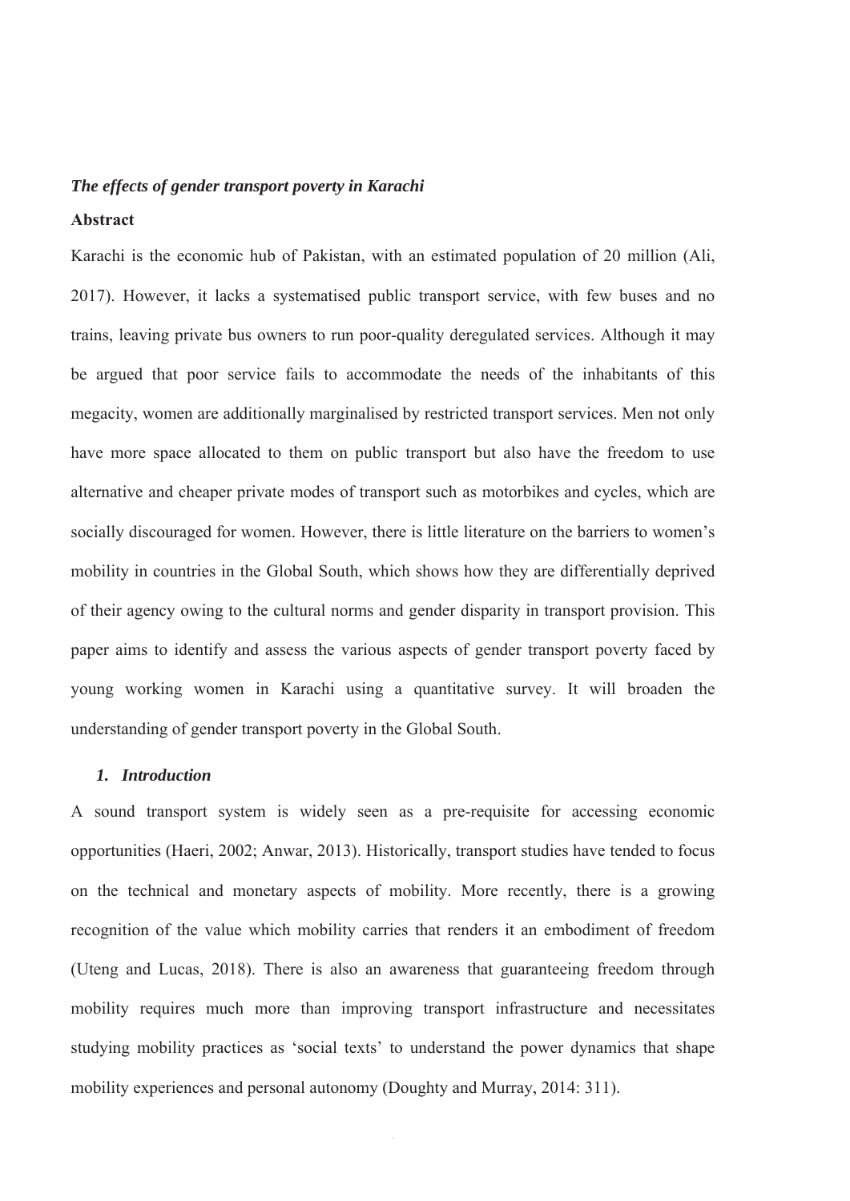***The effects of gender transport poverty in Karachi***

## Abstract

Karachi is the economic hub of Pakistan, with an estimated population of 20 million (Ali, 2017). However, it lacks a systematised public transport service, with few buses and no trains, leaving private bus owners to run poor-quality deregulated services. Although it may be argued that poor service fails to accommodate the needs of the inhabitants of this megacity, women are additionally marginalised by restricted transport services. Men not only have more space allocated to them on public transport but also have the freedom to use alternative and cheaper private modes of transport such as motorbikes and cycles, which are socially discouraged for women. However, there is little literature on the barriers to women's mobility in countries in the Global South, which shows how they are differentially deprived of their agency owing to the cultural norms and gender disparity in transport provision. This paper aims to identify and assess the various aspects of gender transport poverty faced by young working women in Karachi using a quantitative survey. It will broaden the understanding of gender transport poverty in the Global South.

## 1. Introduction

A sound transport system is widely seen as a pre-requisite for accessing economic opportunities (Haeri, 2002; Anwar, 2013). Historically, transport studies have tended to focus on the technical and monetary aspects of mobility. More recently, there is a growing recognition of the value which mobility carries that renders it an embodiment of freedom (Uteng and Lucas, 2018). There is also an awareness that guaranteeing freedom through mobility requires much more than improving transport infrastructure and necessitates studying mobility practices as 'social texts' to understand the power dynamics that shape mobility experiences and personal autonomy (Doughty and Murray, 2014: 311).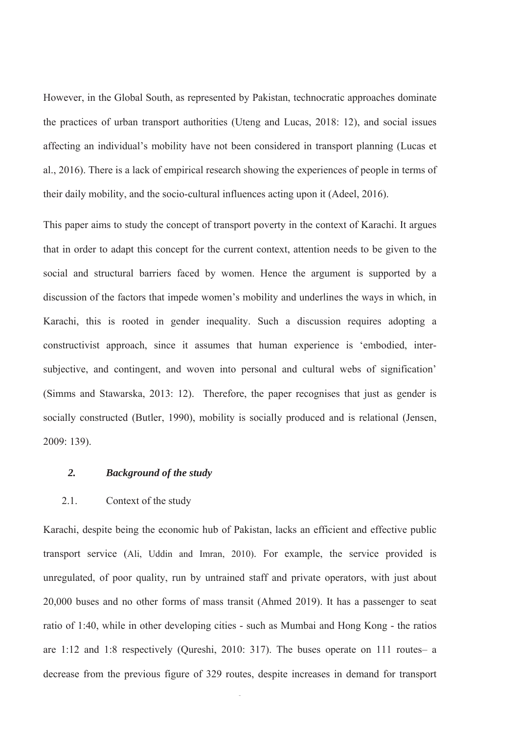However, in the Global South, as represented by Pakistan, technocratic approaches dominate the practices of urban transport authorities (Uteng and Lucas, 2018: 12), and social issues affecting an individual's mobility have not been considered in transport planning (Lucas et al., 2016). There is a lack of empirical research showing the experiences of people in terms of their daily mobility, and the socio-cultural influences acting upon it (Adeel, 2016).

This paper aims to study the concept of transport poverty in the context of Karachi. It argues that in order to adapt this concept for the current context, attention needs to be given to the social and structural barriers faced by women. Hence the argument is supported by a discussion of the factors that impede women's mobility and underlines the ways in which, in Karachi, this is rooted in gender inequality. Such a discussion requires adopting a constructivist approach, since it assumes that human experience is 'embodied, inter-subjective, and contingent, and woven into personal and cultural webs of signification' (Simms and Stawarska, 2013: 12). Therefore, the paper recognises that just as gender is socially constructed (Butler, 1990), mobility is socially produced and is relational (Jensen, 2009: 139).

## *2. Background of the study*

### 2.1. Context of the study

Karachi, despite being the economic hub of Pakistan, lacks an efficient and effective public transport service (Ali, Uddin and Imran, 2010). For example, the service provided is unregulated, of poor quality, run by untrained staff and private operators, with just about 20,000 buses and no other forms of mass transit (Ahmed 2019). It has a passenger to seat ratio of 1:40, while in other developing cities - such as Mumbai and Hong Kong - the ratios are 1:12 and 1:8 respectively (Qureshi, 2010: 317). The buses operate on 111 routes– a decrease from the previous figure of 329 routes, despite increases in demand for transport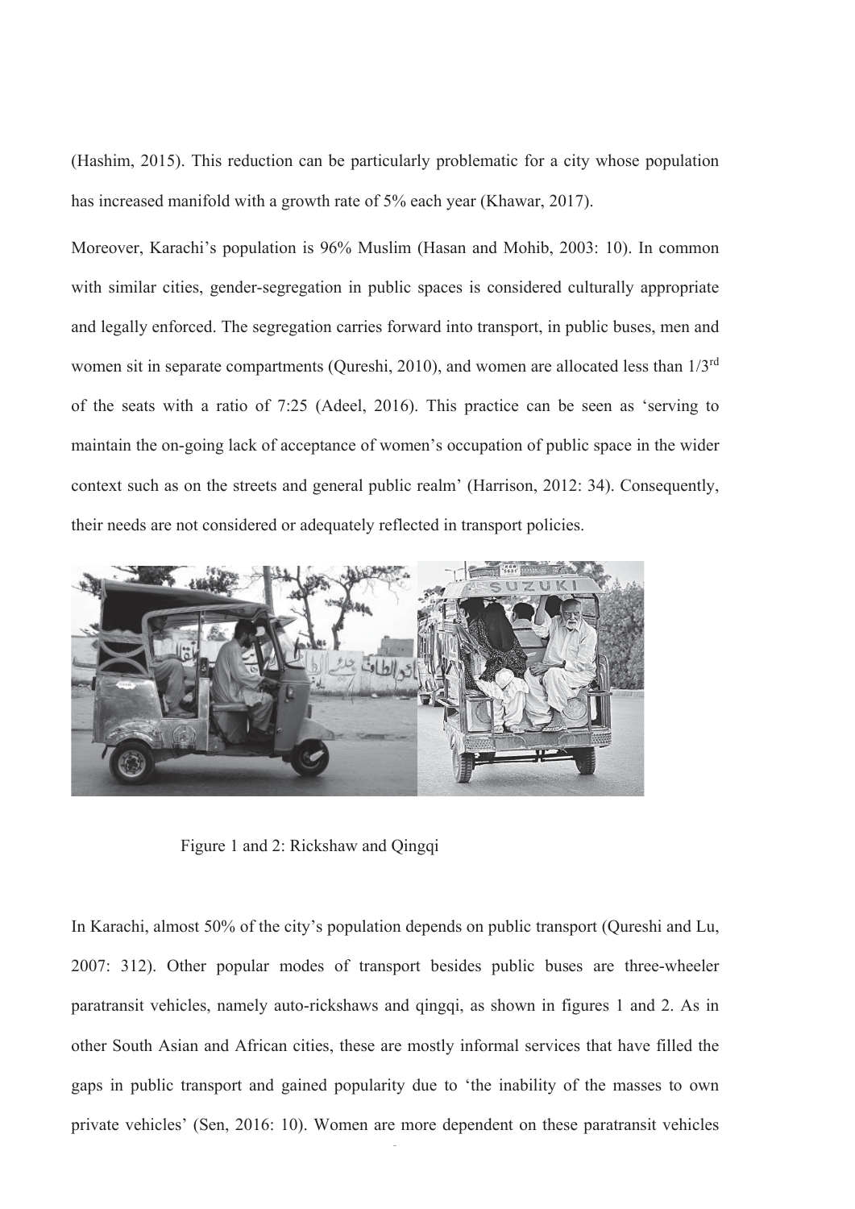(Hashim, 2015). This reduction can be particularly problematic for a city whose population has increased manifold with a growth rate of 5% each year (Khawar, 2017).

Moreover, Karachi's population is 96% Muslim (Hasan and Mohib, 2003: 10). In common with similar cities, gender-segregation in public spaces is considered culturally appropriate and legally enforced. The segregation carries forward into transport, in public buses, men and women sit in separate compartments (Qureshi, 2010), and women are allocated less than 1/3rd of the seats with a ratio of 7:25 (Adeel, 2016). This practice can be seen as 'serving to maintain the on-going lack of acceptance of women's occupation of public space in the wider context such as on the streets and general public realm' (Harrison, 2012: 34). Consequently, their needs are not considered or adequately reflected in transport policies.

Figure 1 and 2: Rickshaw and Qingqi

In Karachi, almost 50% of the city's population depends on public transport (Qureshi and Lu, 2007: 312). Other popular modes of transport besides public buses are three-wheeler paratransit vehicles, namely auto-rickshaws and qingqi, as shown in figures 1 and 2. As in other South Asian and African cities, these are mostly informal services that have filled the gaps in public transport and gained popularity due to 'the inability of the masses to own private vehicles' (Sen, 2016: 10). Women are more dependent on these paratransit vehicles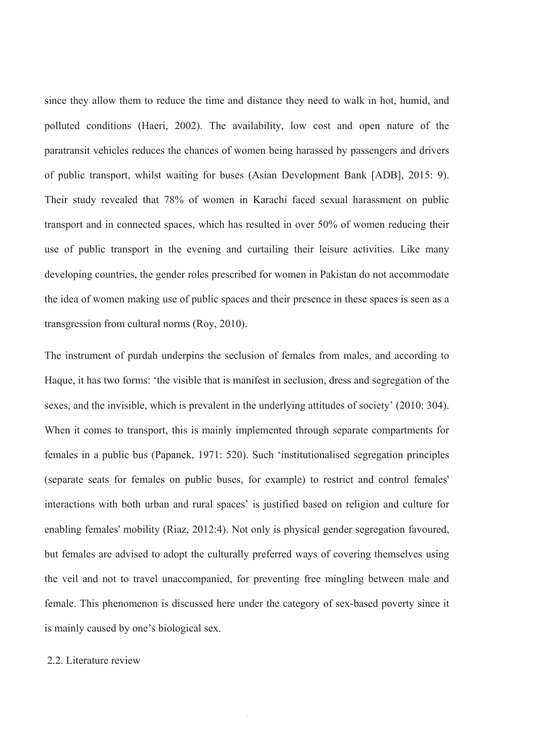since they allow them to reduce the time and distance they need to walk in hot, humid, and polluted conditions (Haeri, 2002). The availability, low cost and open nature of the paratransit vehicles reduces the chances of women being harassed by passengers and drivers of public transport, whilst waiting for buses (Asian Development Bank [ADB], 2015: 9). Their study revealed that 78% of women in Karachi faced sexual harassment on public transport and in connected spaces, which has resulted in over 50% of women reducing their use of public transport in the evening and curtailing their leisure activities. Like many developing countries, the gender roles prescribed for women in Pakistan do not accommodate the idea of women making use of public spaces and their presence in these spaces is seen as a transgression from cultural norms (Roy, 2010).

The instrument of purdah underpins the seclusion of females from males, and according to Haque, it has two forms: 'the visible that is manifest in seclusion, dress and segregation of the sexes, and the invisible, which is prevalent in the underlying attitudes of society' (2010: 304). When it comes to transport, this is mainly implemented through separate compartments for females in a public bus (Papanek, 1971: 520). Such 'institutionalised segregation principles (separate seats for females on public buses, for example) to restrict and control females' interactions with both urban and rural spaces' is justified based on religion and culture for enabling females' mobility (Riaz, 2012:4). Not only is physical gender segregation favoured, but females are advised to adopt the culturally preferred ways of covering themselves using the veil and not to travel unaccompanied, for preventing free mingling between male and female. This phenomenon is discussed here under the category of sex-based poverty since it is mainly caused by one's biological sex.

## 2.2. Literature review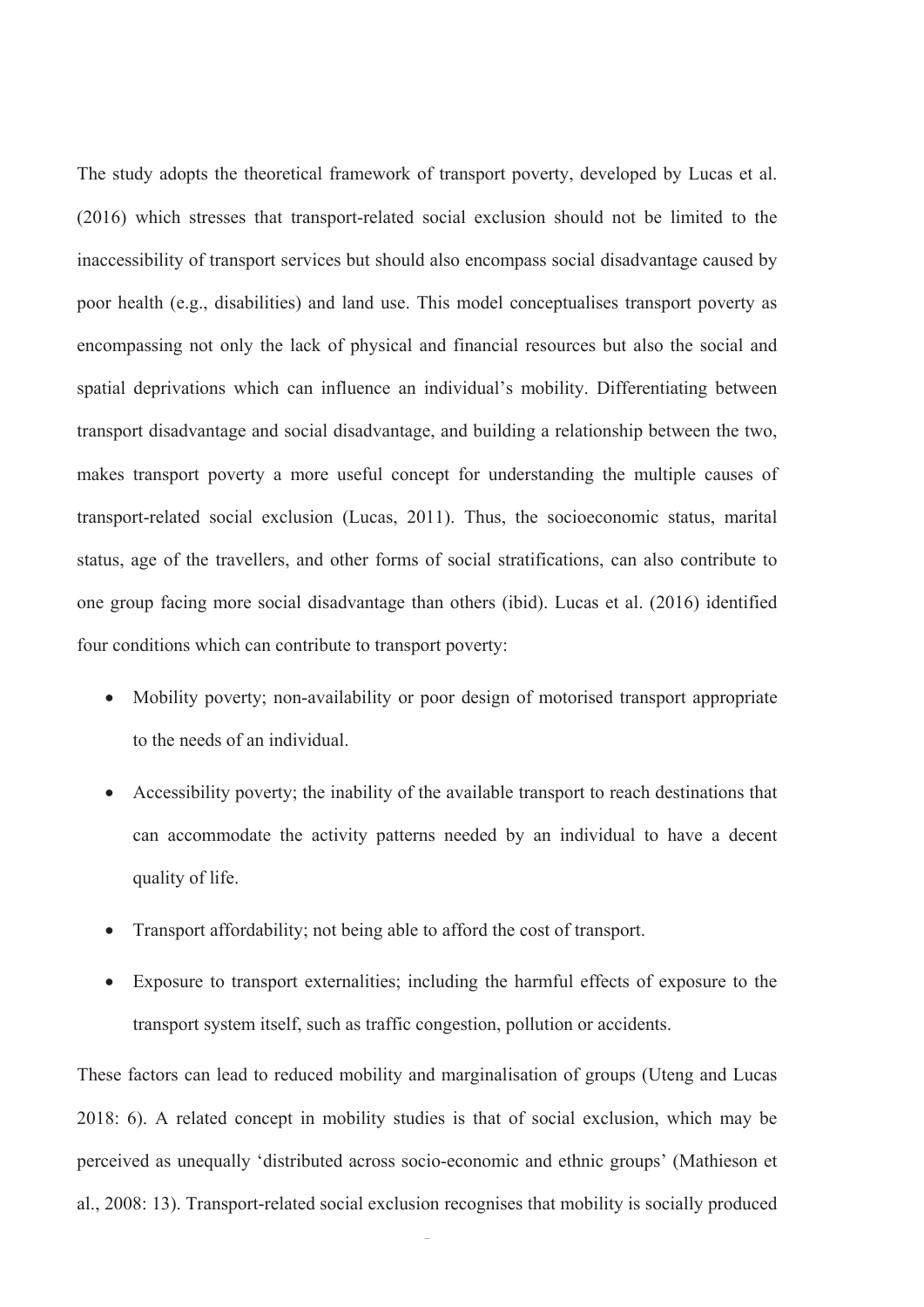The study adopts the theoretical framework of transport poverty, developed by Lucas et al. (2016) which stresses that transport-related social exclusion should not be limited to the inaccessibility of transport services but should also encompass social disadvantage caused by poor health (e.g., disabilities) and land use. This model conceptualises transport poverty as encompassing not only the lack of physical and financial resources but also the social and spatial deprivations which can influence an individual's mobility. Differentiating between transport disadvantage and social disadvantage, and building a relationship between the two, makes transport poverty a more useful concept for understanding the multiple causes of transport-related social exclusion (Lucas, 2011). Thus, the socioeconomic status, marital status, age of the travellers, and other forms of social stratifications, can also contribute to one group facing more social disadvantage than others (ibid). Lucas et al. (2016) identified four conditions which can contribute to transport poverty:

- Mobility poverty; non-availability or poor design of motorised transport appropriate to the needs of an individual.
- Accessibility poverty; the inability of the available transport to reach destinations that can accommodate the activity patterns needed by an individual to have a decent quality of life.
- Transport affordability; not being able to afford the cost of transport.
- Exposure to transport externalities; including the harmful effects of exposure to the transport system itself, such as traffic congestion, pollution or accidents.

These factors can lead to reduced mobility and marginalisation of groups (Uteng and Lucas 2018: 6). A related concept in mobility studies is that of social exclusion, which may be perceived as unequally 'distributed across socio-economic and ethnic groups' (Mathieson et al., 2008: 13). Transport-related social exclusion recognises that mobility is socially produced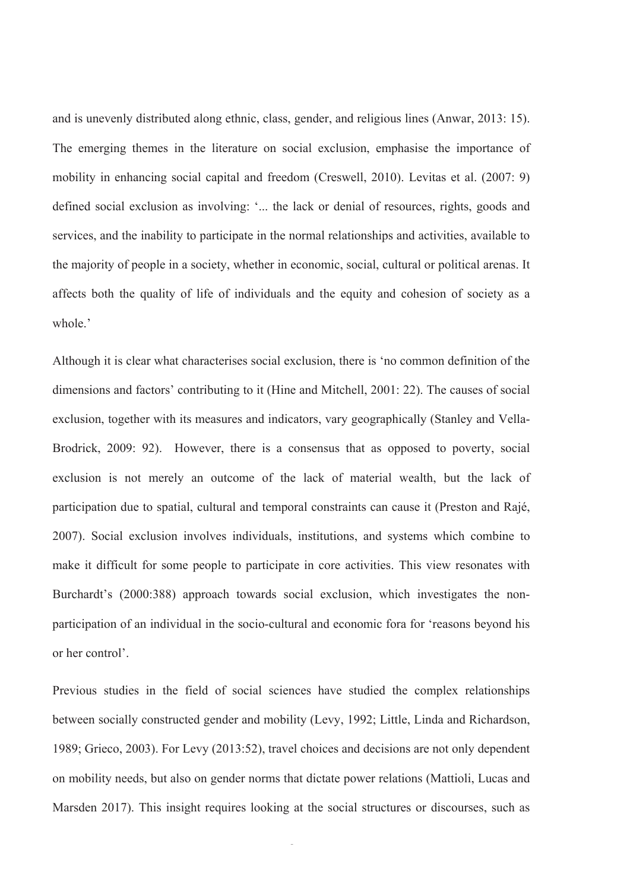and is unevenly distributed along ethnic, class, gender, and religious lines (Anwar, 2013: 15). The emerging themes in the literature on social exclusion, emphasise the importance of mobility in enhancing social capital and freedom (Creswell, 2010). Levitas et al. (2007: 9) defined social exclusion as involving: '... the lack or denial of resources, rights, goods and services, and the inability to participate in the normal relationships and activities, available to the majority of people in a society, whether in economic, social, cultural or political arenas. It affects both the quality of life of individuals and the equity and cohesion of society as a whole.'

Although it is clear what characterises social exclusion, there is 'no common definition of the dimensions and factors' contributing to it (Hine and Mitchell, 2001: 22). The causes of social exclusion, together with its measures and indicators, vary geographically (Stanley and Vella-Brodrick, 2009: 92). However, there is a consensus that as opposed to poverty, social exclusion is not merely an outcome of the lack of material wealth, but the lack of participation due to spatial, cultural and temporal constraints can cause it (Preston and Rajé, 2007). Social exclusion involves individuals, institutions, and systems which combine to make it difficult for some people to participate in core activities. This view resonates with Burchardt's (2000:388) approach towards social exclusion, which investigates the non-participation of an individual in the socio-cultural and economic fora for 'reasons beyond his or her control'.

Previous studies in the field of social sciences have studied the complex relationships between socially constructed gender and mobility (Levy, 1992; Little, Linda and Richardson, 1989; Grieco, 2003). For Levy (2013:52), travel choices and decisions are not only dependent on mobility needs, but also on gender norms that dictate power relations (Mattioli, Lucas and Marsden 2017). This insight requires looking at the social structures or discourses, such as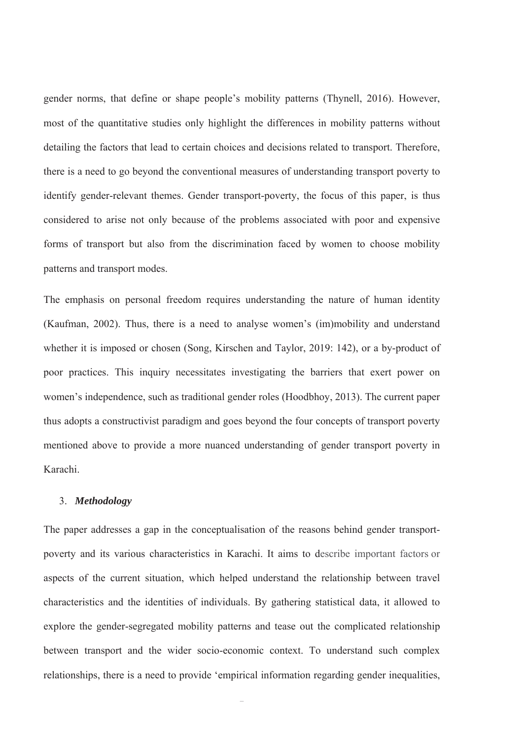gender norms, that define or shape people's mobility patterns (Thynell, 2016). However, most of the quantitative studies only highlight the differences in mobility patterns without detailing the factors that lead to certain choices and decisions related to transport. Therefore, there is a need to go beyond the conventional measures of understanding transport poverty to identify gender-relevant themes. Gender transport-poverty, the focus of this paper, is thus considered to arise not only because of the problems associated with poor and expensive forms of transport but also from the discrimination faced by women to choose mobility patterns and transport modes.

The emphasis on personal freedom requires understanding the nature of human identity (Kaufman, 2002). Thus, there is a need to analyse women's (im)mobility and understand whether it is imposed or chosen (Song, Kirschen and Taylor, 2019: 142), or a by-product of poor practices. This inquiry necessitates investigating the barriers that exert power on women's independence, such as traditional gender roles (Hoodbhoy, 2013). The current paper thus adopts a constructivist paradigm and goes beyond the four concepts of transport poverty mentioned above to provide a more nuanced understanding of gender transport poverty in Karachi.

## 3. *Methodology*

The paper addresses a gap in the conceptualisation of the reasons behind gender transport-poverty and its various characteristics in Karachi. It aims to describe important factors or aspects of the current situation, which helped understand the relationship between travel characteristics and the identities of individuals. By gathering statistical data, it allowed to explore the gender-segregated mobility patterns and tease out the complicated relationship between transport and the wider socio-economic context. To understand such complex relationships, there is a need to provide 'empirical information regarding gender inequalities,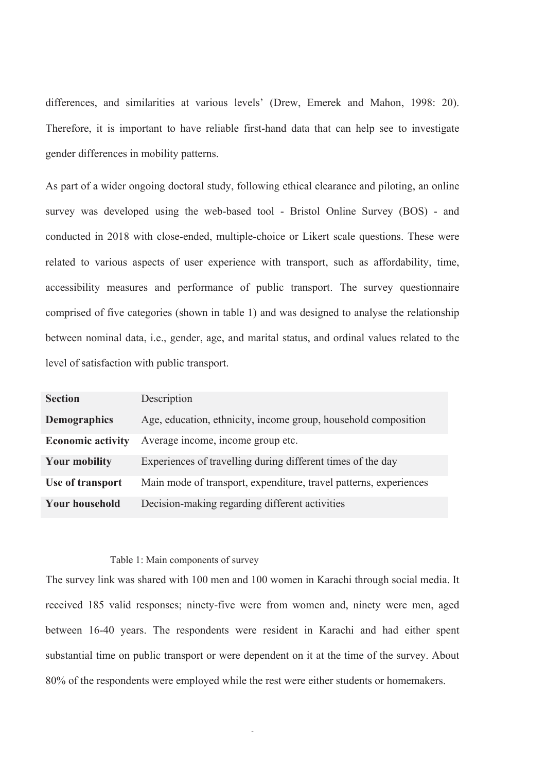differences, and similarities at various levels' (Drew, Emerek and Mahon, 1998: 20). Therefore, it is important to have reliable first-hand data that can help see to investigate gender differences in mobility patterns.

As part of a wider ongoing doctoral study, following ethical clearance and piloting, an online survey was developed using the web-based tool - Bristol Online Survey (BOS) - and conducted in 2018 with close-ended, multiple-choice or Likert scale questions. These were related to various aspects of user experience with transport, such as affordability, time, accessibility measures and performance of public transport. The survey questionnaire comprised of five categories (shown in table 1) and was designed to analyse the relationship between nominal data, i.e., gender, age, and marital status, and ordinal values related to the level of satisfaction with public transport.

| **Section** | Description |
|---|---|
| **Demographics** | Age, education, ethnicity, income group, household composition |
| **Economic activity** | Average income, income group etc. |
| **Your mobility** | Experiences of travelling during different times of the day |
| **Use of transport** | Main mode of transport, expenditure, travel patterns, experiences |
| **Your household** | Decision-making regarding different activities |

Table 1: Main components of survey

The survey link was shared with 100 men and 100 women in Karachi through social media. It received 185 valid responses; ninety-five were from women and, ninety were men, aged between 16-40 years. The respondents were resident in Karachi and had either spent substantial time on public transport or were dependent on it at the time of the survey. About 80% of the respondents were employed while the rest were either students or homemakers.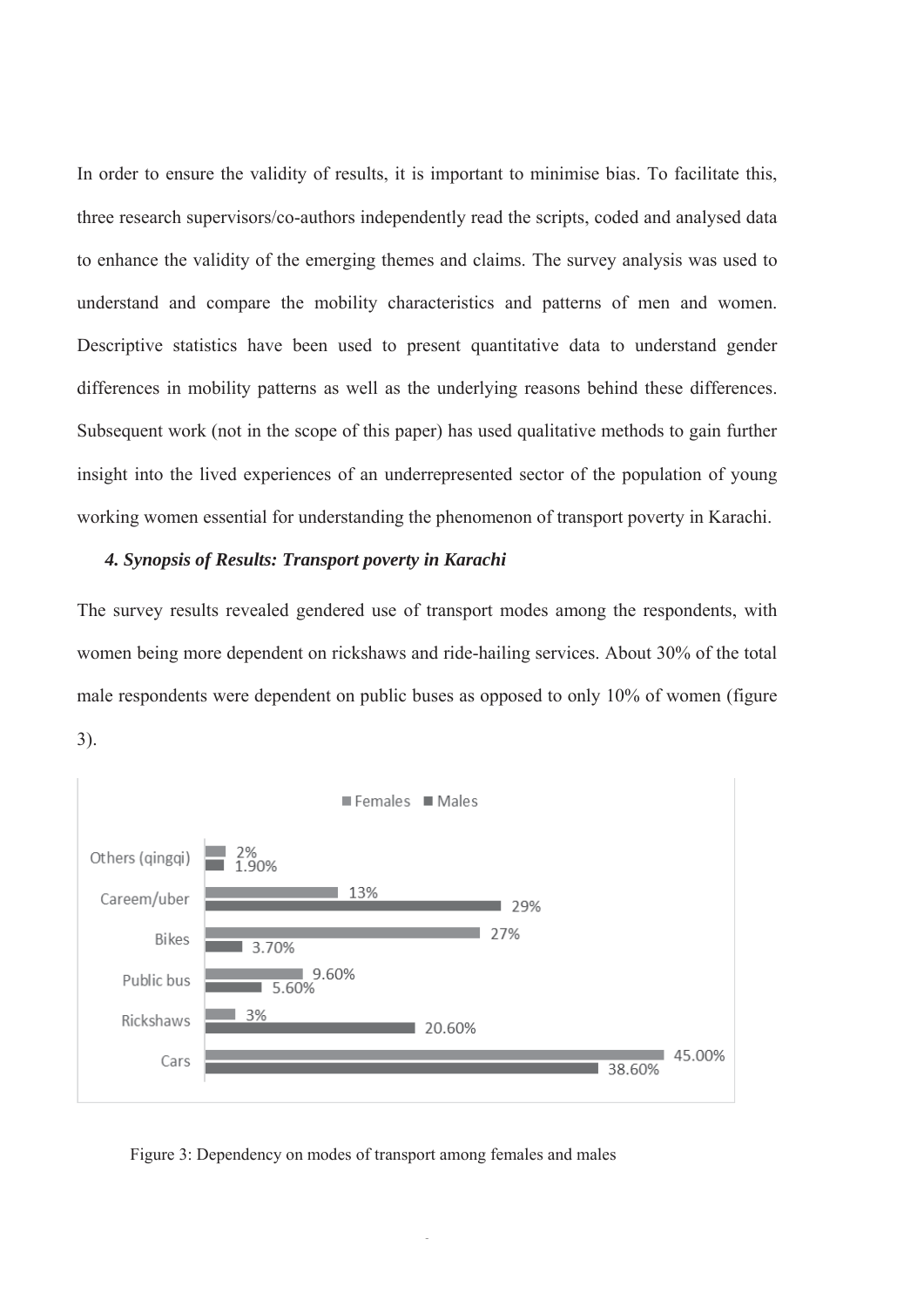In order to ensure the validity of results, it is important to minimise bias. To facilitate this, three research supervisors/co-authors independently read the scripts, coded and analysed data to enhance the validity of the emerging themes and claims. The survey analysis was used to understand and compare the mobility characteristics and patterns of men and women. Descriptive statistics have been used to present quantitative data to understand gender differences in mobility patterns as well as the underlying reasons behind these differences. Subsequent work (not in the scope of this paper) has used qualitative methods to gain further insight into the lived experiences of an underrepresented sector of the population of young working women essential for understanding the phenomenon of transport poverty in Karachi.

### *4. Synopsis of Results: Transport poverty in Karachi*

The survey results revealed gendered use of transport modes among the respondents, with women being more dependent on rickshaws and ride-hailing services. About 30% of the total male respondents were dependent on public buses as opposed to only 10% of women (figure 3).

Females Males

Others (qingqi) 2% 1.90%

Careem/uber 13% 29%

Bikes 27% 3.70%

Public bus 9.60% 5.60%

Rickshaws 3% 20.60%

Cars 45.00% 38.60%

Figure 3: Dependency on modes of transport among females and males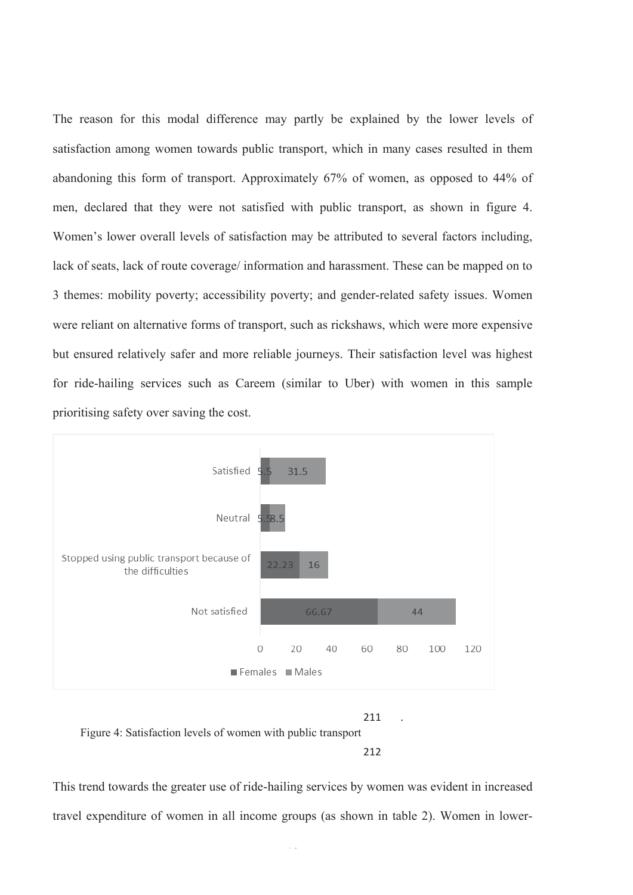The reason for this modal difference may partly be explained by the lower levels of satisfaction among women towards public transport, which in many cases resulted in them abandoning this form of transport. Approximately 67% of women, as opposed to 44% of men, declared that they were not satisfied with public transport, as shown in figure 4. Women's lower overall levels of satisfaction may be attributed to several factors including, lack of seats, lack of route coverage/ information and harassment. These can be mapped on to 3 themes: mobility poverty; accessibility poverty; and gender-related safety issues. Women were reliant on alternative forms of transport, such as rickshaws, which were more expensive but ensured relatively safer and more reliable journeys. Their satisfaction level was highest for ride-hailing services such as Careem (similar to Uber) with women in this sample prioritising safety over saving the cost.

Satisfied 5.5 31.5

Neutral 5.5 8.5

Stopped using public transport because of the difficulties 22.23 16

Not satisfied 66.67 44

0 20 40 60 80 100 120

Females Males

Figure 4: Satisfaction levels of women with public transport

This trend towards the greater use of ride-hailing services by women was evident in increased travel expenditure of women in all income groups (as shown in table 2). Women in lower-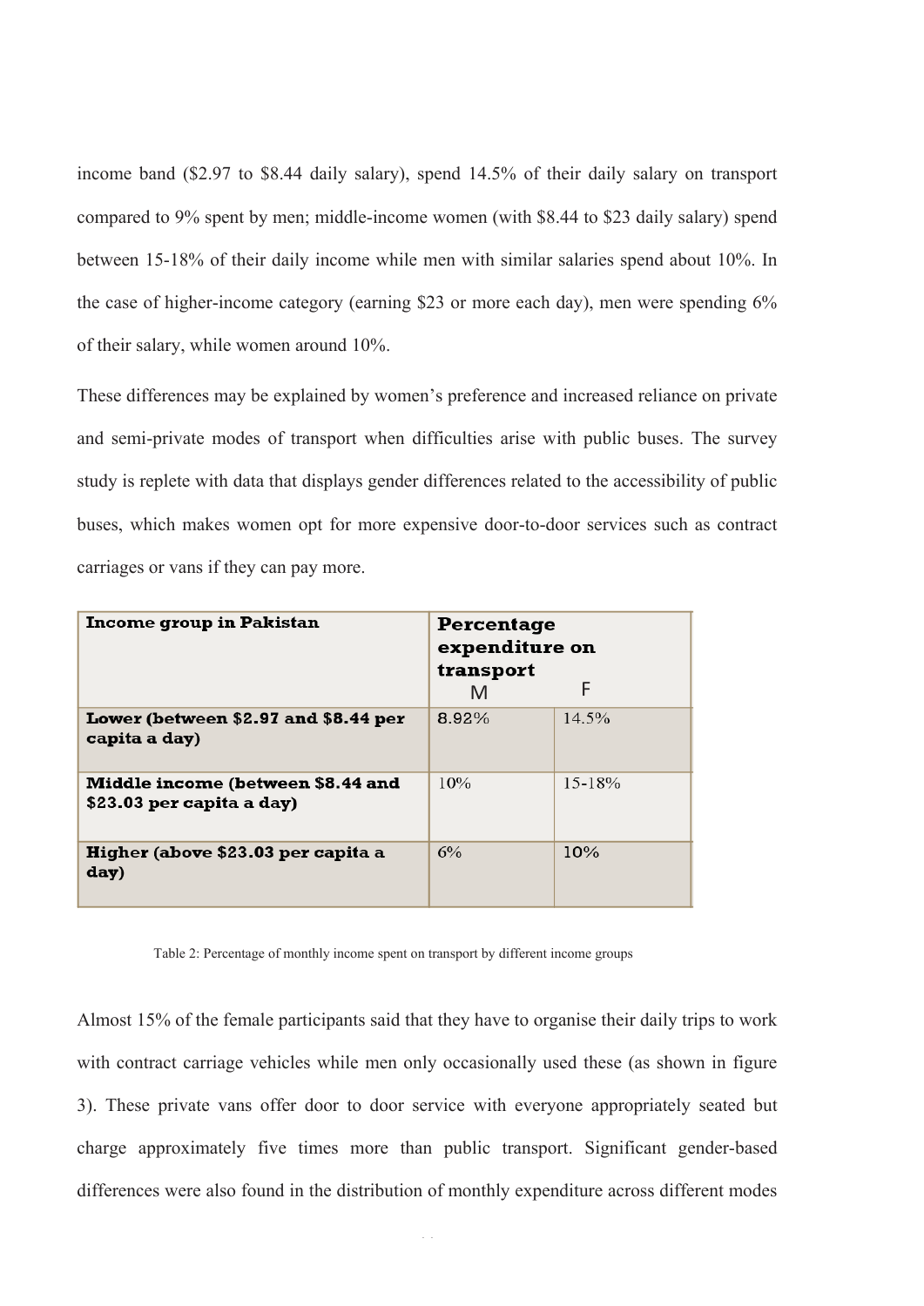income band ($2.97 to $8.44 daily salary), spend 14.5% of their daily salary on transport compared to 9% spent by men; middle-income women (with $8.44 to $23 daily salary) spend between 15-18% of their daily income while men with similar salaries spend about 10%. In the case of higher-income category (earning $23 or more each day), men were spending 6% of their salary, while women around 10%.

These differences may be explained by women's preference and increased reliance on private and semi-private modes of transport when difficulties arise with public buses. The survey study is replete with data that displays gender differences related to the accessibility of public buses, which makes women opt for more expensive door-to-door services such as contract carriages or vans if they can pay more.

| **Income group in Pakistan** | **Percentage expenditure on transport** | |
|---|---|---|
| | M | F |
| **Lower (between $2.97 and $8.44 per capita a day)** | 8.92% | 14.5% |
| **Middle income (between $8.44 and $23.03 per capita a day)** | 10% | 15-18% |
| **Higher (above $23.03 per capita a day)** | 6% | 10% |

Table 2: Percentage of monthly income spent on transport by different income groups

Almost 15% of the female participants said that they have to organise their daily trips to work with contract carriage vehicles while men only occasionally used these (as shown in figure 3). These private vans offer door to door service with everyone appropriately seated but charge approximately five times more than public transport. Significant gender-based differences were also found in the distribution of monthly expenditure across different modes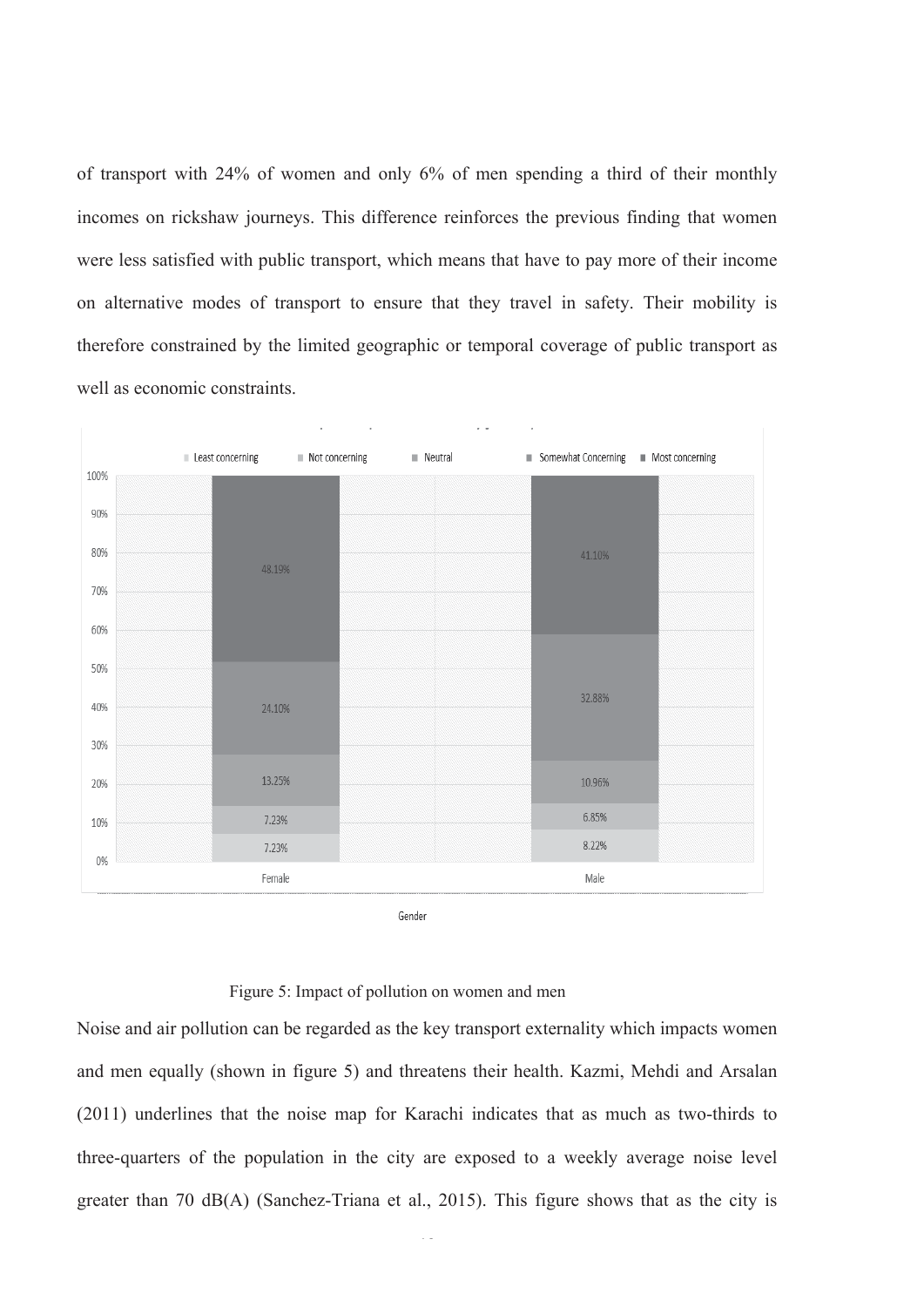of transport with 24% of women and only 6% of men spending a third of their monthly incomes on rickshaw journeys. This difference reinforces the previous finding that women were less satisfied with public transport, which means that have to pay more of their income on alternative modes of transport to ensure that they travel in safety. Their mobility is therefore constrained by the limited geographic or temporal coverage of public transport as well as economic constraints.

Least concerning
Not concerning
Neutral
Somewhat Concerning
Most concerning

100%
90%
80%
70%
60%
50%
40%
30%
20%
10%
0%

48.19%
24.10%
13.25%
7.23%
7.23%
Female

41.10%
32.88%
10.96%
6.85%
8.22%
Male

Gender

Figure 5: Impact of pollution on women and men

Noise and air pollution can be regarded as the key transport externality which impacts women and men equally (shown in figure 5) and threatens their health. Kazmi, Mehdi and Arsalan (2011) underlines that the noise map for Karachi indicates that as much as two-thirds to three-quarters of the population in the city are exposed to a weekly average noise level greater than 70 dB(A) (Sanchez-Triana et al., 2015). This figure shows that as the city is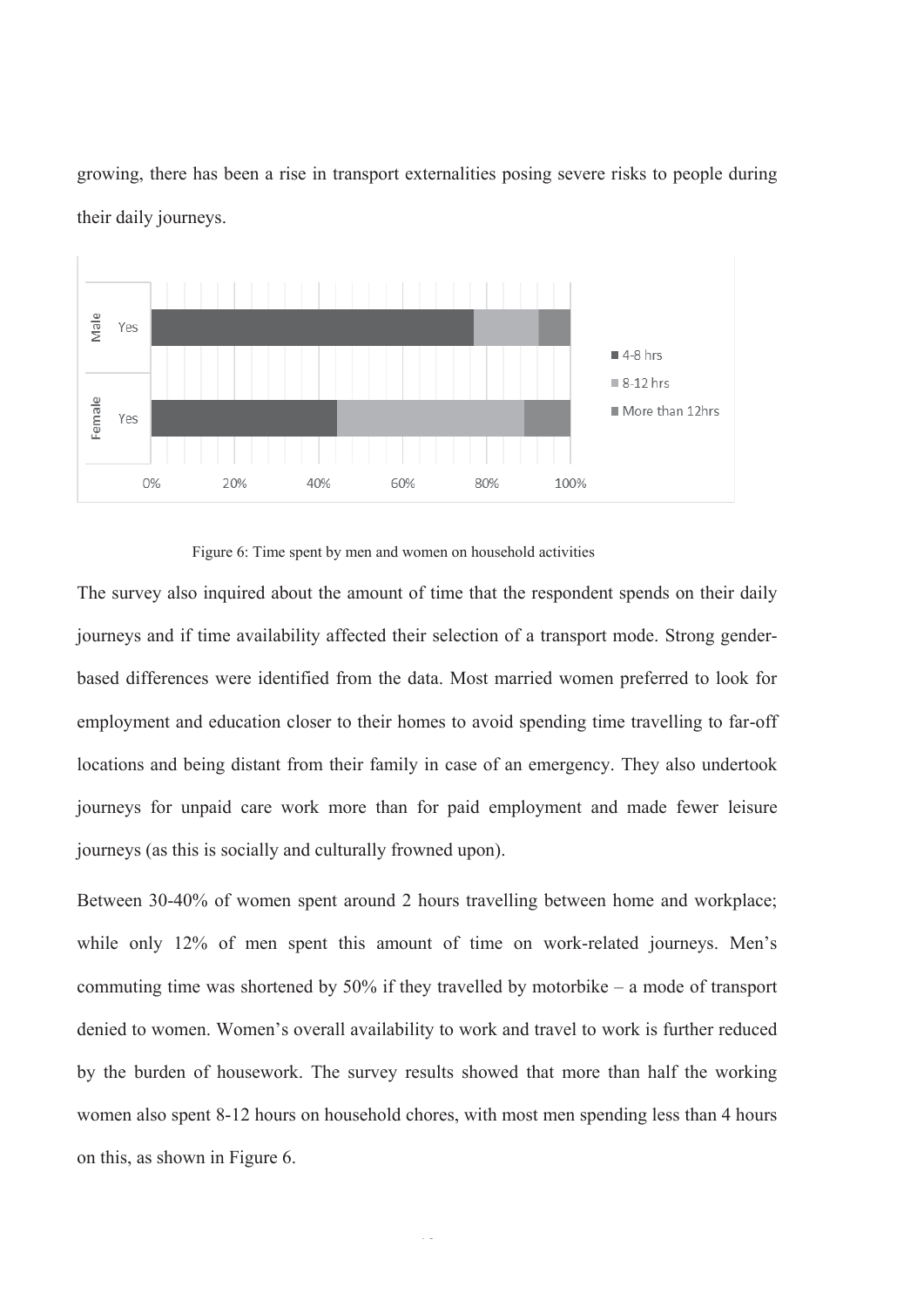growing, there has been a rise in transport externalities posing severe risks to people during their daily journeys.

Male
Yes
Female
Yes
0%
20%
40%
60%
80%
100%
4-8 hrs
8-12 hrs
More than 12hrs

Figure 6: Time spent by men and women on household activities

The survey also inquired about the amount of time that the respondent spends on their daily journeys and if time availability affected their selection of a transport mode. Strong gender-based differences were identified from the data. Most married women preferred to look for employment and education closer to their homes to avoid spending time travelling to far-off locations and being distant from their family in case of an emergency. They also undertook journeys for unpaid care work more than for paid employment and made fewer leisure journeys (as this is socially and culturally frowned upon).

Between 30-40% of women spent around 2 hours travelling between home and workplace; while only 12% of men spent this amount of time on work-related journeys. Men's commuting time was shortened by 50% if they travelled by motorbike – a mode of transport denied to women. Women's overall availability to work and travel to work is further reduced by the burden of housework. The survey results showed that more than half the working women also spent 8-12 hours on household chores, with most men spending less than 4 hours on this, as shown in Figure 6.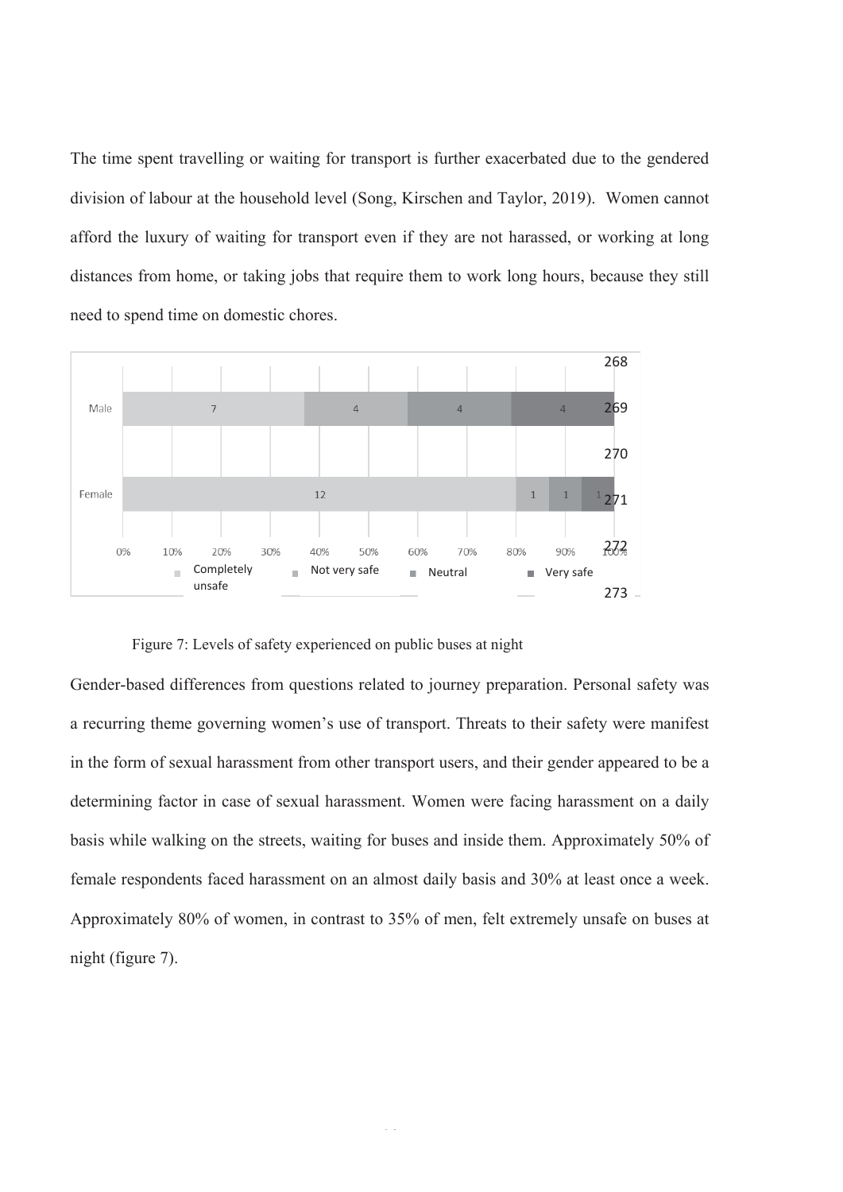The time spent travelling or waiting for transport is further exacerbated due to the gendered division of labour at the household level (Song, Kirschen and Taylor, 2019). Women cannot afford the luxury of waiting for transport even if they are not harassed, or working at long distances from home, or taking jobs that require them to work long hours, because they still need to spend time on domestic chores.

268

Male 7 4 4 4

269

270

Female 12 1 1 1

271

0% 10% 20% 30% 40% 50% 60% 70% 80% 90% 100%

272

Completely unsafe Not very safe Neutral Very safe

273

Figure 7: Levels of safety experienced on public buses at night

Gender-based differences from questions related to journey preparation. Personal safety was a recurring theme governing women's use of transport. Threats to their safety were manifest in the form of sexual harassment from other transport users, and their gender appeared to be a determining factor in case of sexual harassment. Women were facing harassment on a daily basis while walking on the streets, waiting for buses and inside them. Approximately 50% of female respondents faced harassment on an almost daily basis and 30% at least once a week. Approximately 80% of women, in contrast to 35% of men, felt extremely unsafe on buses at night (figure 7).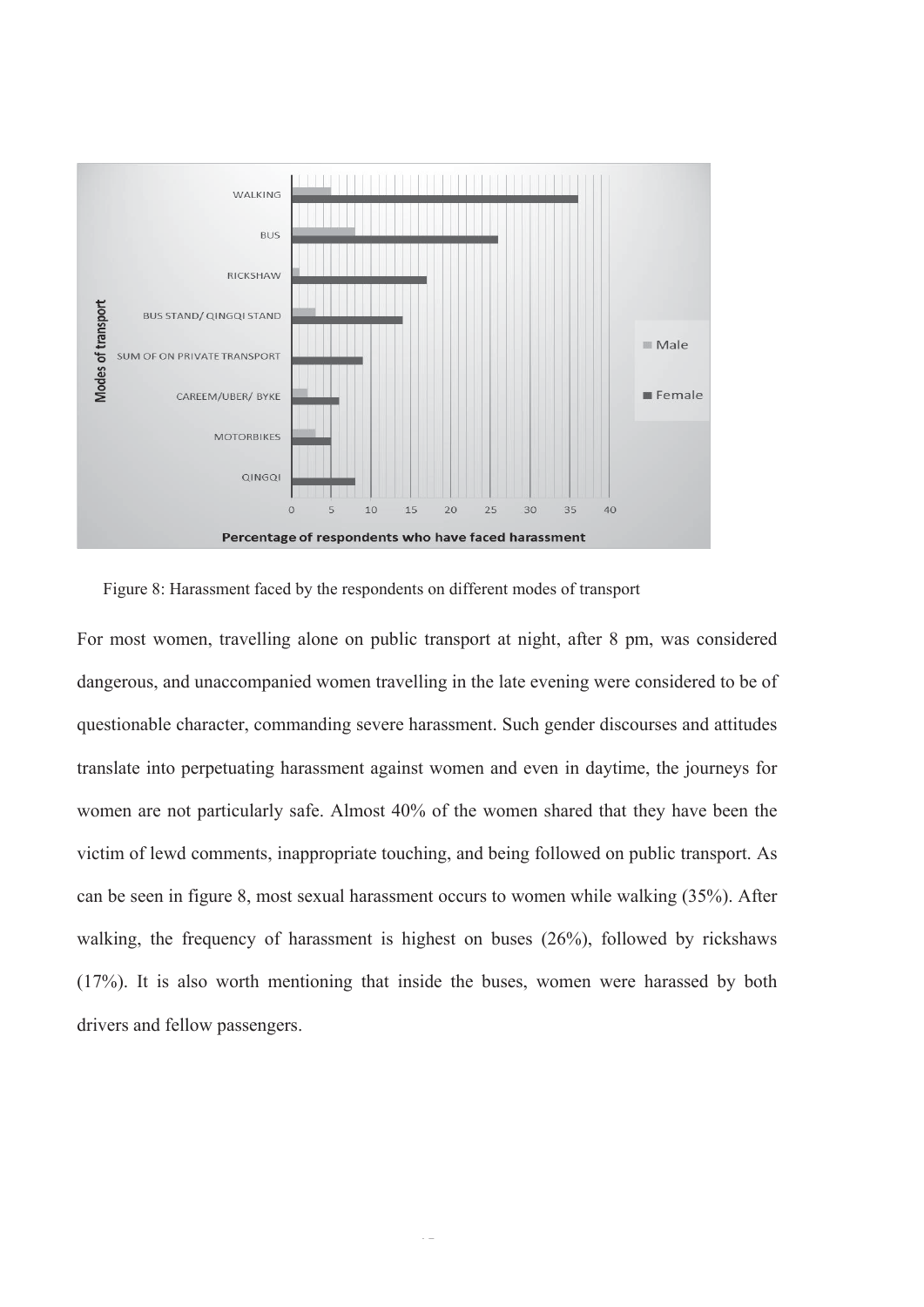WALKING
BUS
RICKSHAW
BUS STAND/ QINGQI STAND
SUM OF ON PRIVATE TRANSPORT
CAREEM/UBER/ BYKE
MOTORBIKES
QINGQI

Modes of transport

0 5 10 15 20 25 30 35 40

Percentage of respondents who have faced harassment

Male
Female

Figure 8: Harassment faced by the respondents on different modes of transport

For most women, travelling alone on public transport at night, after 8 pm, was considered dangerous, and unaccompanied women travelling in the late evening were considered to be of questionable character, commanding severe harassment. Such gender discourses and attitudes translate into perpetuating harassment against women and even in daytime, the journeys for women are not particularly safe. Almost 40% of the women shared that they have been the victim of lewd comments, inappropriate touching, and being followed on public transport. As can be seen in figure 8, most sexual harassment occurs to women while walking (35%). After walking, the frequency of harassment is highest on buses (26%), followed by rickshaws (17%). It is also worth mentioning that inside the buses, women were harassed by both drivers and fellow passengers.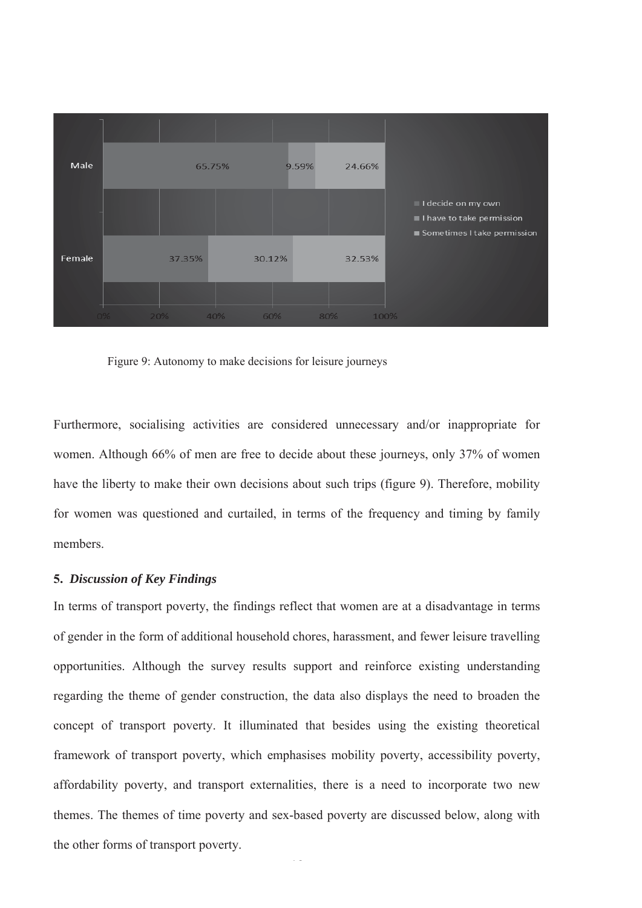Male

65.75%

9.59%

24.66%

Female

37.35%

30.12%

32.53%

0% 20% 40% 60% 80% 100%

I decide on my own

I have to take permission

Sometimes I take permission

Figure 9: Autonomy to make decisions for leisure journeys

Furthermore, socialising activities are considered unnecessary and/or inappropriate for women. Although 66% of men are free to decide about these journeys, only 37% of women have the liberty to make their own decisions about such trips (figure 9). Therefore, mobility for women was questioned and curtailed, in terms of the frequency and timing by family members.

## 5. *Discussion of Key Findings*

In terms of transport poverty, the findings reflect that women are at a disadvantage in terms of gender in the form of additional household chores, harassment, and fewer leisure travelling opportunities. Although the survey results support and reinforce existing understanding regarding the theme of gender construction, the data also displays the need to broaden the concept of transport poverty. It illuminated that besides using the existing theoretical framework of transport poverty, which emphasises mobility poverty, accessibility poverty, affordability poverty, and transport externalities, there is a need to incorporate two new themes. The themes of time poverty and sex-based poverty are discussed below, along with the other forms of transport poverty.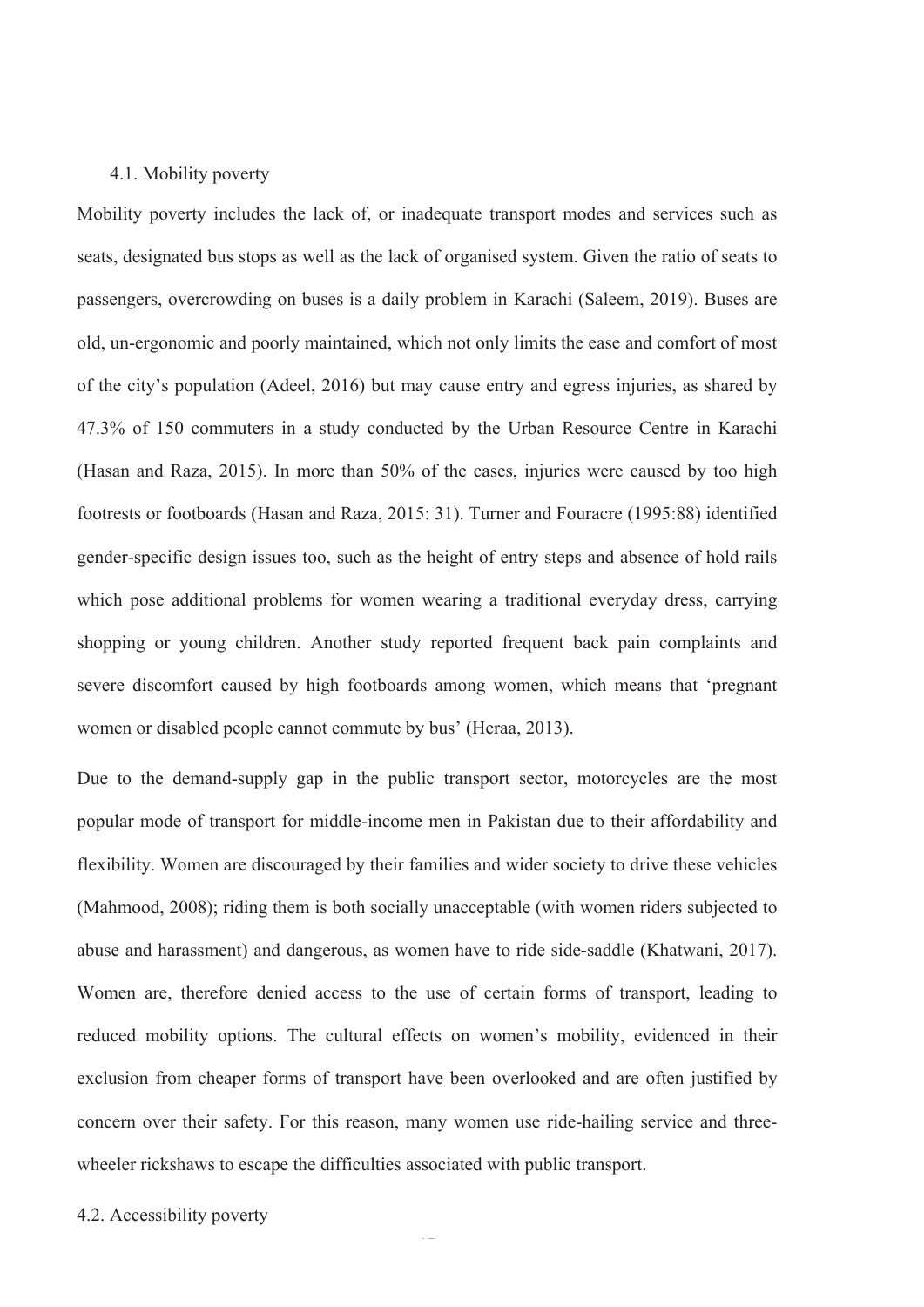### 4.1. Mobility poverty

Mobility poverty includes the lack of, or inadequate transport modes and services such as seats, designated bus stops as well as the lack of organised system. Given the ratio of seats to passengers, overcrowding on buses is a daily problem in Karachi (Saleem, 2019). Buses are old, un-ergonomic and poorly maintained, which not only limits the ease and comfort of most of the city's population (Adeel, 2016) but may cause entry and egress injuries, as shared by 47.3% of 150 commuters in a study conducted by the Urban Resource Centre in Karachi (Hasan and Raza, 2015). In more than 50% of the cases, injuries were caused by too high footrests or footboards (Hasan and Raza, 2015: 31). Turner and Fouracre (1995:88) identified gender-specific design issues too, such as the height of entry steps and absence of hold rails which pose additional problems for women wearing a traditional everyday dress, carrying shopping or young children. Another study reported frequent back pain complaints and severe discomfort caused by high footboards among women, which means that 'pregnant women or disabled people cannot commute by bus' (Heraa, 2013).

Due to the demand-supply gap in the public transport sector, motorcycles are the most popular mode of transport for middle-income men in Pakistan due to their affordability and flexibility. Women are discouraged by their families and wider society to drive these vehicles (Mahmood, 2008); riding them is both socially unacceptable (with women riders subjected to abuse and harassment) and dangerous, as women have to ride side-saddle (Khatwani, 2017). Women are, therefore denied access to the use of certain forms of transport, leading to reduced mobility options. The cultural effects on women's mobility, evidenced in their exclusion from cheaper forms of transport have been overlooked and are often justified by concern over their safety. For this reason, many women use ride-hailing service and three-wheeler rickshaws to escape the difficulties associated with public transport.

### 4.2. Accessibility poverty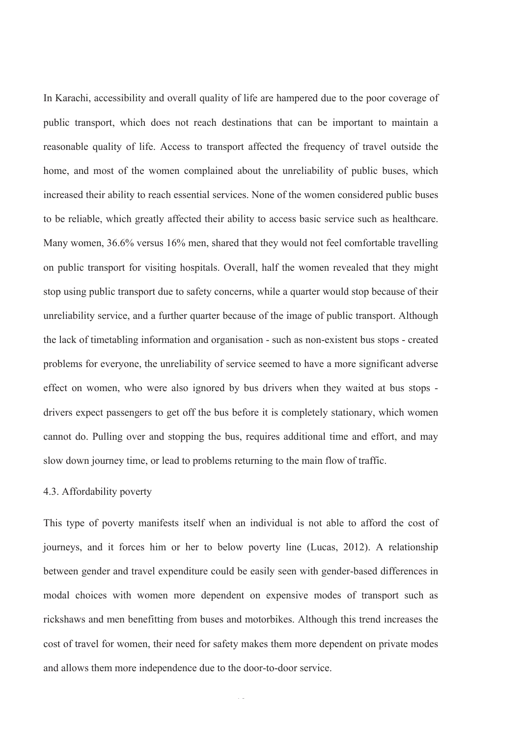In Karachi, accessibility and overall quality of life are hampered due to the poor coverage of public transport, which does not reach destinations that can be important to maintain a reasonable quality of life. Access to transport affected the frequency of travel outside the home, and most of the women complained about the unreliability of public buses, which increased their ability to reach essential services. None of the women considered public buses to be reliable, which greatly affected their ability to access basic service such as healthcare. Many women, 36.6% versus 16% men, shared that they would not feel comfortable travelling on public transport for visiting hospitals. Overall, half the women revealed that they might stop using public transport due to safety concerns, while a quarter would stop because of their unreliability service, and a further quarter because of the image of public transport. Although the lack of timetabling information and organisation - such as non-existent bus stops - created problems for everyone, the unreliability of service seemed to have a more significant adverse effect on women, who were also ignored by bus drivers when they waited at bus stops - drivers expect passengers to get off the bus before it is completely stationary, which women cannot do. Pulling over and stopping the bus, requires additional time and effort, and may slow down journey time, or lead to problems returning to the main flow of traffic.

### 4.3. Affordability poverty

This type of poverty manifests itself when an individual is not able to afford the cost of journeys, and it forces him or her to below poverty line (Lucas, 2012). A relationship between gender and travel expenditure could be easily seen with gender-based differences in modal choices with women more dependent on expensive modes of transport such as rickshaws and men benefitting from buses and motorbikes. Although this trend increases the cost of travel for women, their need for safety makes them more dependent on private modes and allows them more independence due to the door-to-door service.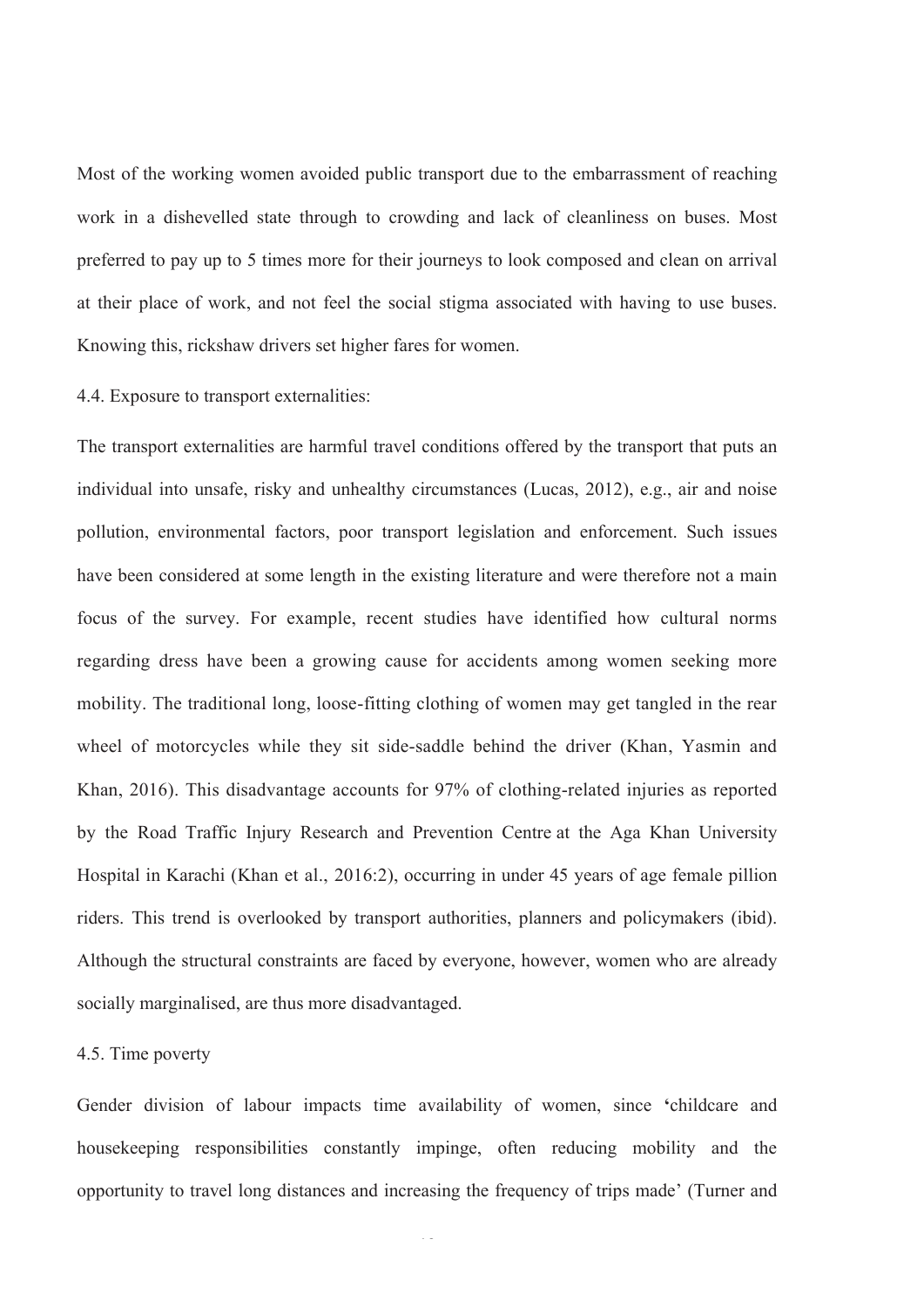Most of the working women avoided public transport due to the embarrassment of reaching work in a dishevelled state through to crowding and lack of cleanliness on buses. Most preferred to pay up to 5 times more for their journeys to look composed and clean on arrival at their place of work, and not feel the social stigma associated with having to use buses. Knowing this, rickshaw drivers set higher fares for women.

4.4. Exposure to transport externalities:

The transport externalities are harmful travel conditions offered by the transport that puts an individual into unsafe, risky and unhealthy circumstances (Lucas, 2012), e.g., air and noise pollution, environmental factors, poor transport legislation and enforcement. Such issues have been considered at some length in the existing literature and were therefore not a main focus of the survey. For example, recent studies have identified how cultural norms regarding dress have been a growing cause for accidents among women seeking more mobility. The traditional long, loose-fitting clothing of women may get tangled in the rear wheel of motorcycles while they sit side-saddle behind the driver (Khan, Yasmin and Khan, 2016). This disadvantage accounts for 97% of clothing-related injuries as reported by the Road Traffic Injury Research and Prevention Centre at the Aga Khan University Hospital in Karachi (Khan et al., 2016:2), occurring in under 45 years of age female pillion riders. This trend is overlooked by transport authorities, planners and policymakers (ibid). Although the structural constraints are faced by everyone, however, women who are already socially marginalised, are thus more disadvantaged.

4.5. Time poverty

Gender division of labour impacts time availability of women, since 'childcare and housekeeping responsibilities constantly impinge, often reducing mobility and the opportunity to travel long distances and increasing the frequency of trips made' (Turner and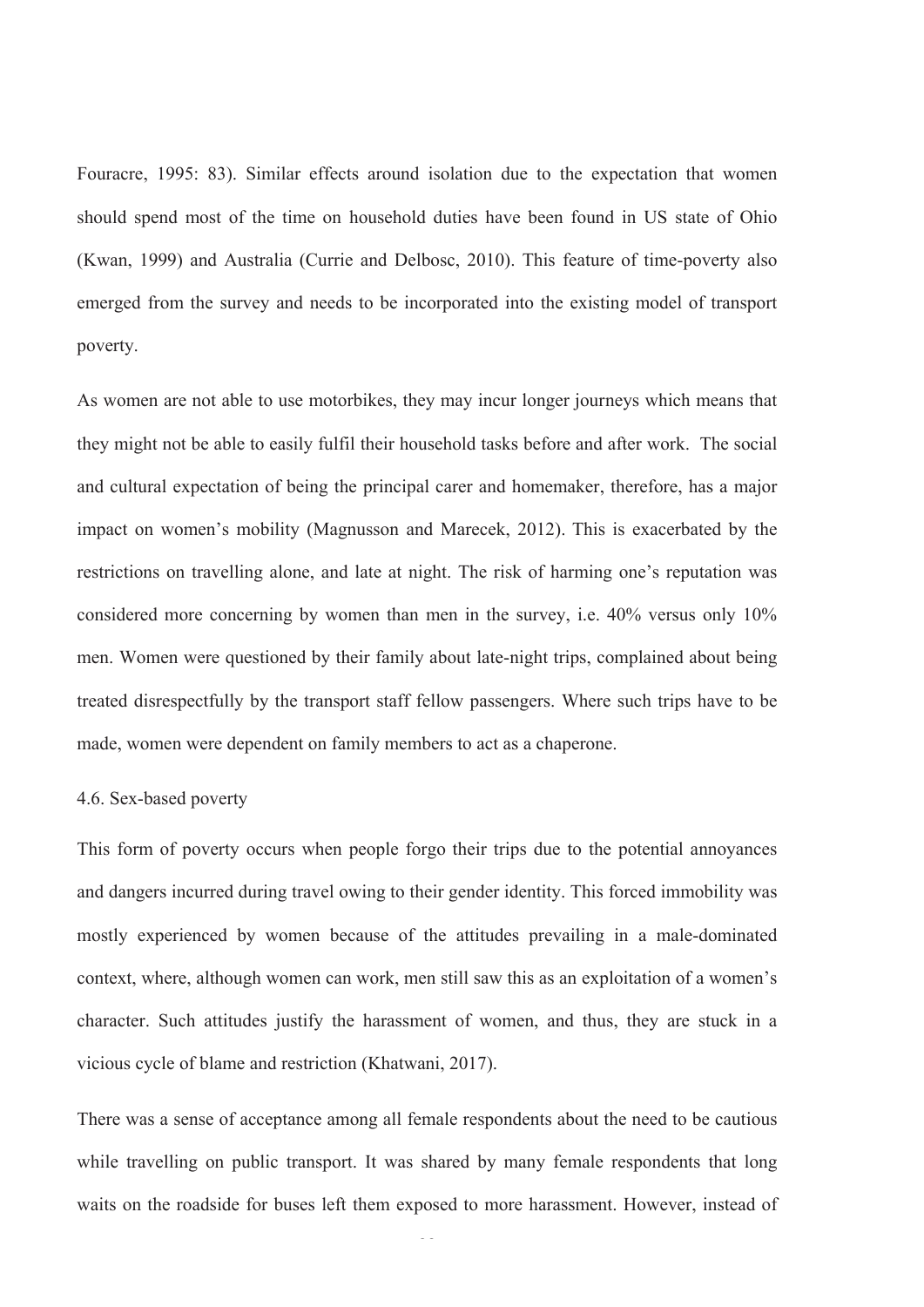Fouracre, 1995: 83). Similar effects around isolation due to the expectation that women should spend most of the time on household duties have been found in US state of Ohio (Kwan, 1999) and Australia (Currie and Delbosc, 2010). This feature of time-poverty also emerged from the survey and needs to be incorporated into the existing model of transport poverty.

As women are not able to use motorbikes, they may incur longer journeys which means that they might not be able to easily fulfil their household tasks before and after work. The social and cultural expectation of being the principal carer and homemaker, therefore, has a major impact on women's mobility (Magnusson and Marecek, 2012). This is exacerbated by the restrictions on travelling alone, and late at night. The risk of harming one's reputation was considered more concerning by women than men in the survey, i.e. 40% versus only 10% men. Women were questioned by their family about late-night trips, complained about being treated disrespectfully by the transport staff fellow passengers. Where such trips have to be made, women were dependent on family members to act as a chaperone.

4.6. Sex-based poverty

This form of poverty occurs when people forgo their trips due to the potential annoyances and dangers incurred during travel owing to their gender identity. This forced immobility was mostly experienced by women because of the attitudes prevailing in a male-dominated context, where, although women can work, men still saw this as an exploitation of a women's character. Such attitudes justify the harassment of women, and thus, they are stuck in a vicious cycle of blame and restriction (Khatwani, 2017).

There was a sense of acceptance among all female respondents about the need to be cautious while travelling on public transport. It was shared by many female respondents that long waits on the roadside for buses left them exposed to more harassment. However, instead of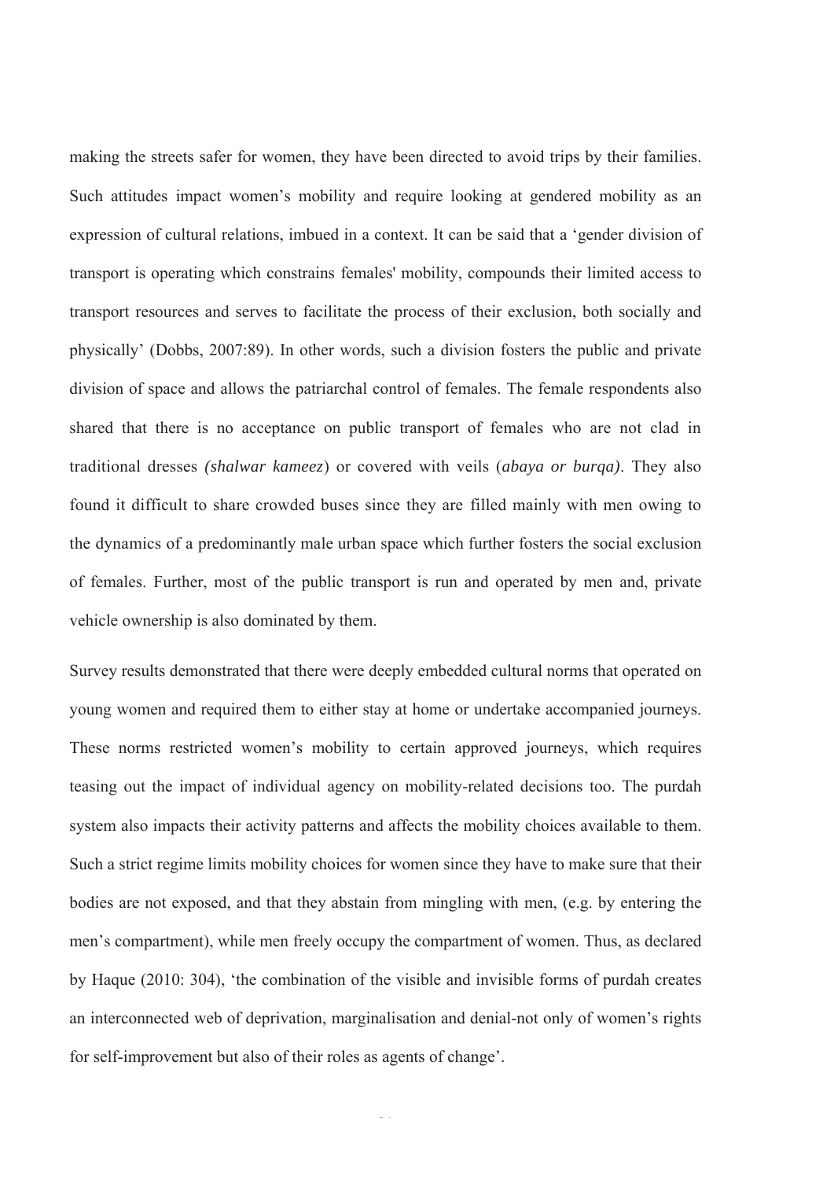making the streets safer for women, they have been directed to avoid trips by their families. Such attitudes impact women's mobility and require looking at gendered mobility as an expression of cultural relations, imbued in a context. It can be said that a 'gender division of transport is operating which constrains females' mobility, compounds their limited access to transport resources and serves to facilitate the process of their exclusion, both socially and physically' (Dobbs, 2007:89). In other words, such a division fosters the public and private division of space and allows the patriarchal control of females. The female respondents also shared that there is no acceptance on public transport of females who are not clad in traditional dresses *(shalwar kameez*) or covered with veils (*abaya or burqa)*. They also found it difficult to share crowded buses since they are filled mainly with men owing to the dynamics of a predominantly male urban space which further fosters the social exclusion of females. Further, most of the public transport is run and operated by men and, private vehicle ownership is also dominated by them.

Survey results demonstrated that there were deeply embedded cultural norms that operated on young women and required them to either stay at home or undertake accompanied journeys. These norms restricted women's mobility to certain approved journeys, which requires teasing out the impact of individual agency on mobility-related decisions too. The purdah system also impacts their activity patterns and affects the mobility choices available to them. Such a strict regime limits mobility choices for women since they have to make sure that their bodies are not exposed, and that they abstain from mingling with men, (e.g. by entering the men's compartment), while men freely occupy the compartment of women. Thus, as declared by Haque (2010: 304), 'the combination of the visible and invisible forms of purdah creates an interconnected web of deprivation, marginalisation and denial-not only of women's rights for self-improvement but also of their roles as agents of change'.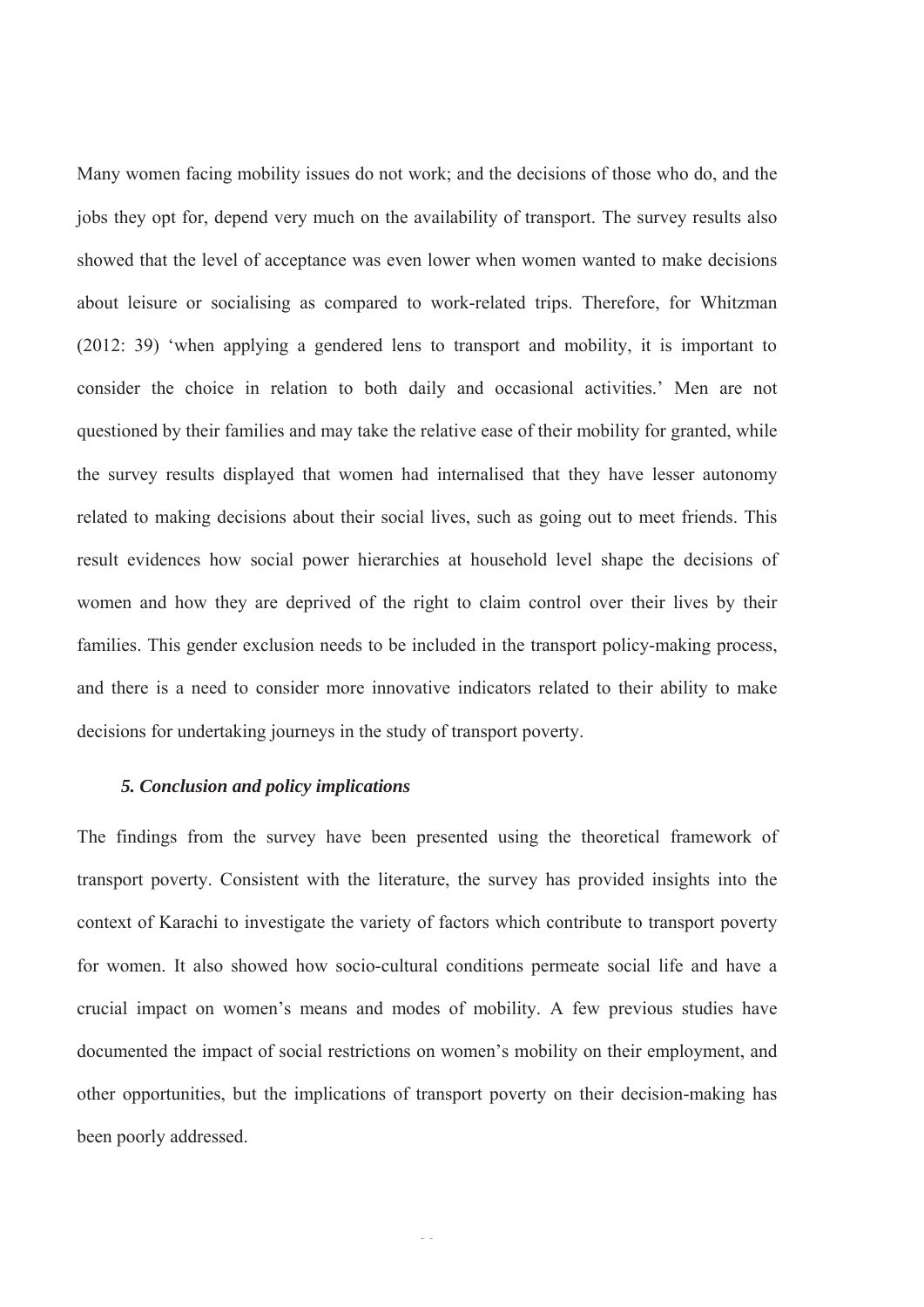Many women facing mobility issues do not work; and the decisions of those who do, and the jobs they opt for, depend very much on the availability of transport. The survey results also showed that the level of acceptance was even lower when women wanted to make decisions about leisure or socialising as compared to work-related trips. Therefore, for Whitzman (2012: 39) 'when applying a gendered lens to transport and mobility, it is important to consider the choice in relation to both daily and occasional activities.' Men are not questioned by their families and may take the relative ease of their mobility for granted, while the survey results displayed that women had internalised that they have lesser autonomy related to making decisions about their social lives, such as going out to meet friends. This result evidences how social power hierarchies at household level shape the decisions of women and how they are deprived of the right to claim control over their lives by their families. This gender exclusion needs to be included in the transport policy-making process, and there is a need to consider more innovative indicators related to their ability to make decisions for undertaking journeys in the study of transport poverty.

### *5. Conclusion and policy implications*

The findings from the survey have been presented using the theoretical framework of transport poverty. Consistent with the literature, the survey has provided insights into the context of Karachi to investigate the variety of factors which contribute to transport poverty for women. It also showed how socio-cultural conditions permeate social life and have a crucial impact on women's means and modes of mobility. A few previous studies have documented the impact of social restrictions on women's mobility on their employment, and other opportunities, but the implications of transport poverty on their decision-making has been poorly addressed.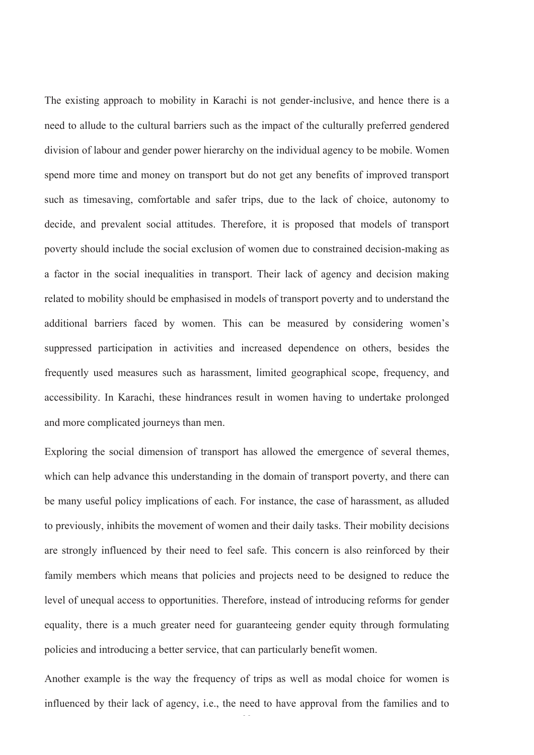The existing approach to mobility in Karachi is not gender-inclusive, and hence there is a need to allude to the cultural barriers such as the impact of the culturally preferred gendered division of labour and gender power hierarchy on the individual agency to be mobile. Women spend more time and money on transport but do not get any benefits of improved transport such as timesaving, comfortable and safer trips, due to the lack of choice, autonomy to decide, and prevalent social attitudes. Therefore, it is proposed that models of transport poverty should include the social exclusion of women due to constrained decision-making as a factor in the social inequalities in transport. Their lack of agency and decision making related to mobility should be emphasised in models of transport poverty and to understand the additional barriers faced by women. This can be measured by considering women's suppressed participation in activities and increased dependence on others, besides the frequently used measures such as harassment, limited geographical scope, frequency, and accessibility. In Karachi, these hindrances result in women having to undertake prolonged and more complicated journeys than men.

Exploring the social dimension of transport has allowed the emergence of several themes, which can help advance this understanding in the domain of transport poverty, and there can be many useful policy implications of each. For instance, the case of harassment, as alluded to previously, inhibits the movement of women and their daily tasks. Their mobility decisions are strongly influenced by their need to feel safe. This concern is also reinforced by their family members which means that policies and projects need to be designed to reduce the level of unequal access to opportunities. Therefore, instead of introducing reforms for gender equality, there is a much greater need for guaranteeing gender equity through formulating policies and introducing a better service, that can particularly benefit women.

Another example is the way the frequency of trips as well as modal choice for women is influenced by their lack of agency, i.e., the need to have approval from the families and to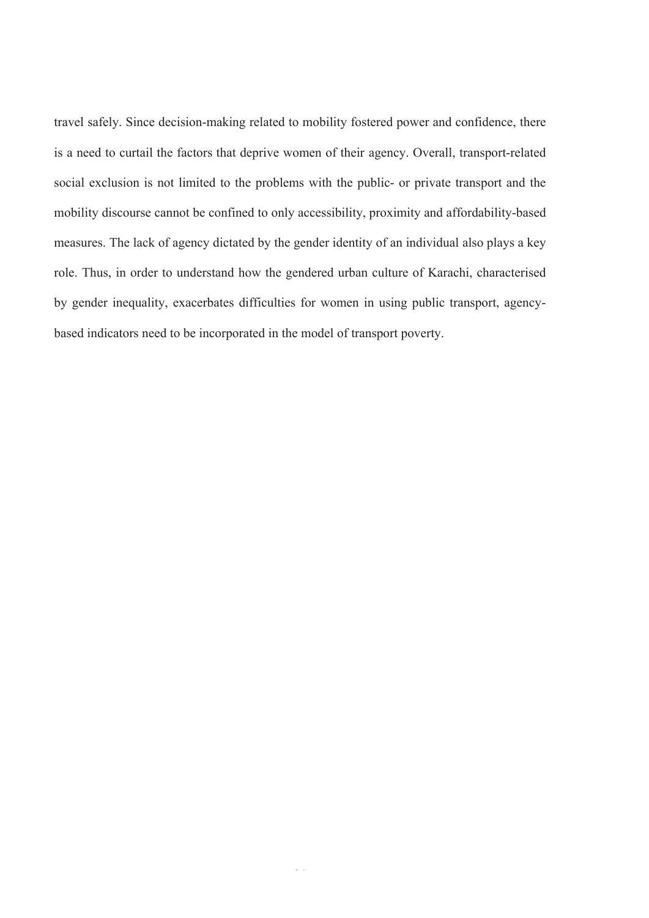travel safely. Since decision-making related to mobility fostered power and confidence, there is a need to curtail the factors that deprive women of their agency. Overall, transport-related social exclusion is not limited to the problems with the public- or private transport and the mobility discourse cannot be confined to only accessibility, proximity and affordability-based measures. The lack of agency dictated by the gender identity of an individual also plays a key role. Thus, in order to understand how the gendered urban culture of Karachi, characterised by gender inequality, exacerbates difficulties for women in using public transport, agency-based indicators need to be incorporated in the model of transport poverty.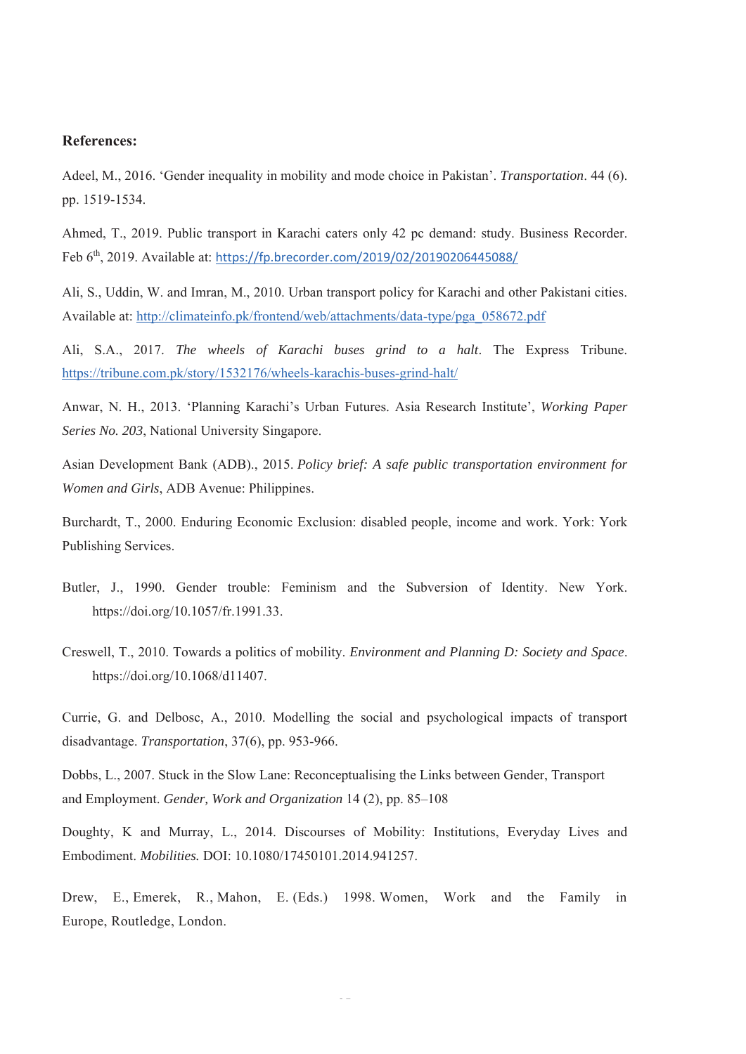**References:**

Adeel, M., 2016. 'Gender inequality in mobility and mode choice in Pakistan'. *Transportation*. 44 (6). pp. 1519-1534.

Ahmed, T., 2019. Public transport in Karachi caters only 42 pc demand: study. Business Recorder. Feb 6th, 2019. Available at: https://fp.brecorder.com/2019/02/20190206445088/

Ali, S., Uddin, W. and Imran, M., 2010. Urban transport policy for Karachi and other Pakistani cities. Available at: http://climateinfo.pk/frontend/web/attachments/data-type/pga_058672.pdf

Ali, S.A., 2017. *The wheels of Karachi buses grind to a halt*. The Express Tribune. https://tribune.com.pk/story/1532176/wheels-karachis-buses-grind-halt/

Anwar, N. H., 2013. 'Planning Karachi's Urban Futures. Asia Research Institute', *Working Paper Series No. 203*, National University Singapore.

Asian Development Bank (ADB)., 2015. *Policy brief: A safe public transportation environment for Women and Girls*, ADB Avenue: Philippines.

Burchardt, T., 2000. Enduring Economic Exclusion: disabled people, income and work. York: York Publishing Services.

Butler, J., 1990. Gender trouble: Feminism and the Subversion of Identity. New York. https://doi.org/10.1057/fr.1991.33.

Creswell, T., 2010. Towards a politics of mobility. *Environment and Planning D: Society and Space*. https://doi.org/10.1068/d11407.

Currie, G. and Delbosc, A., 2010. Modelling the social and psychological impacts of transport disadvantage. *Transportation*, 37(6), pp. 953-966.

Dobbs, L., 2007. Stuck in the Slow Lane: Reconceptualising the Links between Gender, Transport and Employment. *Gender, Work and Organization* 14 (2), pp. 85–108

Doughty, K and Murray, L., 2014. Discourses of Mobility: Institutions, Everyday Lives and Embodiment. *Mobilities.* DOI: 10.1080/17450101.2014.941257.

Drew, E., Emerek, R., Mahon, E. (Eds.) 1998. Women, Work and the Family in Europe, Routledge, London.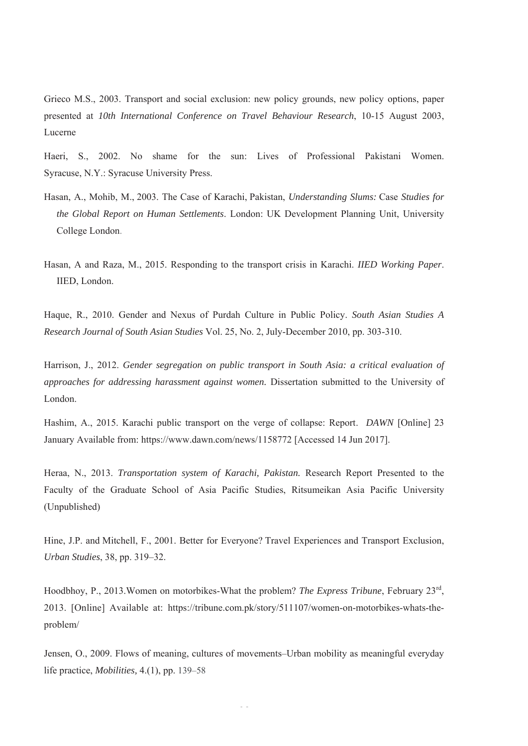Grieco M.S., 2003. Transport and social exclusion: new policy grounds, new policy options, paper presented at *10th International Conference on Travel Behaviour Research*, 10-15 August 2003, Lucerne

Haeri, S., 2002. No shame for the sun: Lives of Professional Pakistani Women. Syracuse, N.Y.: Syracuse University Press.

Hasan, A., Mohib, M., 2003. The Case of Karachi, Pakistan, *Understanding Slums:* Case *Studies for the Global Report on Human Settlements*. London: UK Development Planning Unit, University College London.

Hasan, A and Raza, M., 2015. Responding to the transport crisis in Karachi. *IIED Working Paper*. IIED, London.

Haque, R., 2010. Gender and Nexus of Purdah Culture in Public Policy. *South Asian Studies A Research Journal of South Asian Studies* Vol. 25, No. 2, July-December 2010, pp. 303-310.

Harrison, J., 2012. *Gender segregation on public transport in South Asia: a critical evaluation of approaches for addressing harassment against women.* Dissertation submitted to the University of London.

Hashim, A., 2015. Karachi public transport on the verge of collapse: Report. *DAWN* [Online] 23 January Available from: https://www.dawn.com/news/1158772 [Accessed 14 Jun 2017].

Heraa, N., 2013. *Transportation system of Karachi, Pakistan.* Research Report Presented to the Faculty of the Graduate School of Asia Pacific Studies, Ritsumeikan Asia Pacific University (Unpublished)

Hine, J.P. and Mitchell, F., 2001. Better for Everyone? Travel Experiences and Transport Exclusion, *Urban Studies*, 38, pp. 319–32.

Hoodbhoy, P., 2013.Women on motorbikes-What the problem? *The Express Tribune*, February 23rd, 2013. [Online] Available at: https://tribune.com.pk/story/511107/women-on-motorbikes-whats-the-problem/

Jensen, O., 2009. Flows of meaning, cultures of movements–Urban mobility as meaningful everyday life practice, *Mobilities,* 4.(1), pp. 139–58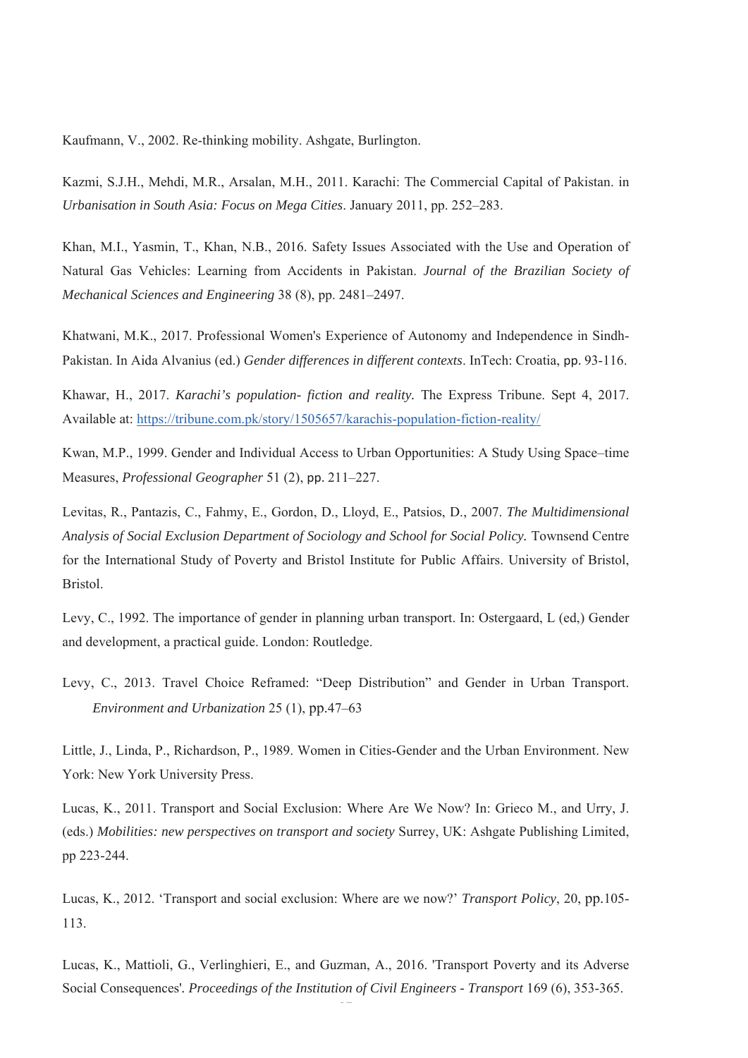Kaufmann, V., 2002. Re-thinking mobility. Ashgate, Burlington.

Kazmi, S.J.H., Mehdi, M.R., Arsalan, M.H., 2011. Karachi: The Commercial Capital of Pakistan. in *Urbanisation in South Asia: Focus on Mega Cities*. January 2011, pp. 252–283.

Khan, M.I., Yasmin, T., Khan, N.B., 2016. Safety Issues Associated with the Use and Operation of Natural Gas Vehicles: Learning from Accidents in Pakistan. *Journal of the Brazilian Society of Mechanical Sciences and Engineering* 38 (8), pp. 2481–2497.

Khatwani, M.K., 2017. Professional Women's Experience of Autonomy and Independence in Sindh-Pakistan. In Aida Alvanius (ed.) *Gender differences in different contexts*. InTech: Croatia, pp. 93-116.

Khawar, H., 2017. *Karachi's population- fiction and reality.* The Express Tribune. Sept 4, 2017. Available at: https://tribune.com.pk/story/1505657/karachis-population-fiction-reality/

Kwan, M.P., 1999. Gender and Individual Access to Urban Opportunities: A Study Using Space–time Measures, *Professional Geographer* 51 (2), pp. 211–227.

Levitas, R., Pantazis, C., Fahmy, E., Gordon, D., Lloyd, E., Patsios, D., 2007. *The Multidimensional Analysis of Social Exclusion Department of Sociology and School for Social Policy.* Townsend Centre for the International Study of Poverty and Bristol Institute for Public Affairs. University of Bristol, Bristol.

Levy, C., 1992. The importance of gender in planning urban transport. In: Ostergaard, L (ed,) Gender and development, a practical guide. London: Routledge.

Levy, C., 2013. Travel Choice Reframed: "Deep Distribution" and Gender in Urban Transport. *Environment and Urbanization* 25 (1), pp.47–63

Little, J., Linda, P., Richardson, P., 1989. Women in Cities-Gender and the Urban Environment. New York: New York University Press.

Lucas, K., 2011. Transport and Social Exclusion: Where Are We Now? In: Grieco M., and Urry, J. (eds.) *Mobilities: new perspectives on transport and society* Surrey, UK: Ashgate Publishing Limited, pp 223-244.

Lucas, K., 2012. 'Transport and social exclusion: Where are we now?' *Transport Policy*, 20, pp.105-113.

Lucas, K., Mattioli, G., Verlinghieri, E., and Guzman, A., 2016. 'Transport Poverty and its Adverse Social Consequences'. *Proceedings of the Institution of Civil Engineers - Transport* 169 (6), 353-365.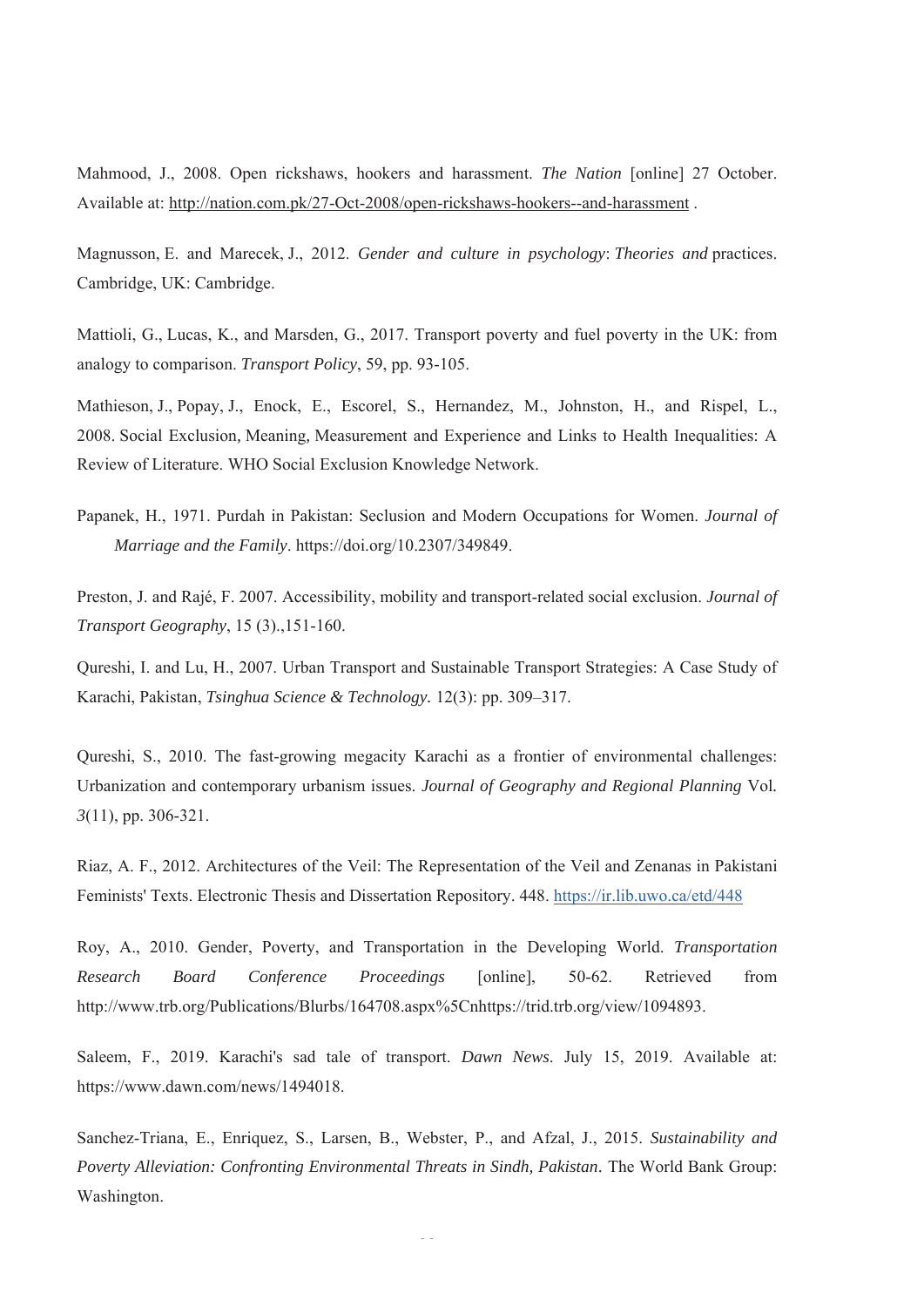Mahmood, J., 2008. Open rickshaws, hookers and harassment. *The Nation* [online] 27 October. Available at: http://nation.com.pk/27-Oct-2008/open-rickshaws-hookers--and-harassment .

Magnusson, E. and Marecek, J., 2012. *Gender and culture in psychology*: *Theories and* practices. Cambridge, UK: Cambridge.

Mattioli, G., Lucas, K., and Marsden, G., 2017. Transport poverty and fuel poverty in the UK: from analogy to comparison. *Transport Policy*, 59, pp. 93-105.

Mathieson, J., Popay, J., Enock, E., Escorel, S., Hernandez, M., Johnston, H., and Rispel, L., 2008. Social Exclusion, Meaning, Measurement and Experience and Links to Health Inequalities: A Review of Literature. WHO Social Exclusion Knowledge Network.

Papanek, H., 1971. Purdah in Pakistan: Seclusion and Modern Occupations for Women. *Journal of Marriage and the Family*. https://doi.org/10.2307/349849.

Preston, J. and Rajé, F. 2007. Accessibility, mobility and transport-related social exclusion. *Journal of Transport Geography*, 15 (3).,151-160.

Qureshi, I. and Lu, H., 2007. Urban Transport and Sustainable Transport Strategies: A Case Study of Karachi, Pakistan, *Tsinghua Science & Technology.* 12(3): pp. 309–317.

Qureshi, S., 2010. The fast-growing megacity Karachi as a frontier of environmental challenges: Urbanization and contemporary urbanism issues. *Journal of Geography and Regional Planning* Vol. *3*(11), pp. 306-321.

Riaz, A. F., 2012. Architectures of the Veil: The Representation of the Veil and Zenanas in Pakistani Feminists' Texts. Electronic Thesis and Dissertation Repository. 448. https://ir.lib.uwo.ca/etd/448

Roy, A., 2010. Gender, Poverty, and Transportation in the Developing World. *Transportation Research Board Conference Proceedings* [online], 50-62. Retrieved from http://www.trb.org/Publications/Blurbs/164708.aspx%5Cnhttps://trid.trb.org/view/1094893.

Saleem, F., 2019. Karachi's sad tale of transport. *Dawn News*. July 15, 2019. Available at: https://www.dawn.com/news/1494018.

Sanchez-Triana, E., Enriquez, S., Larsen, B., Webster, P., and Afzal, J., 2015. *Sustainability and Poverty Alleviation: Confronting Environmental Threats in Sindh, Pakistan*. The World Bank Group: Washington.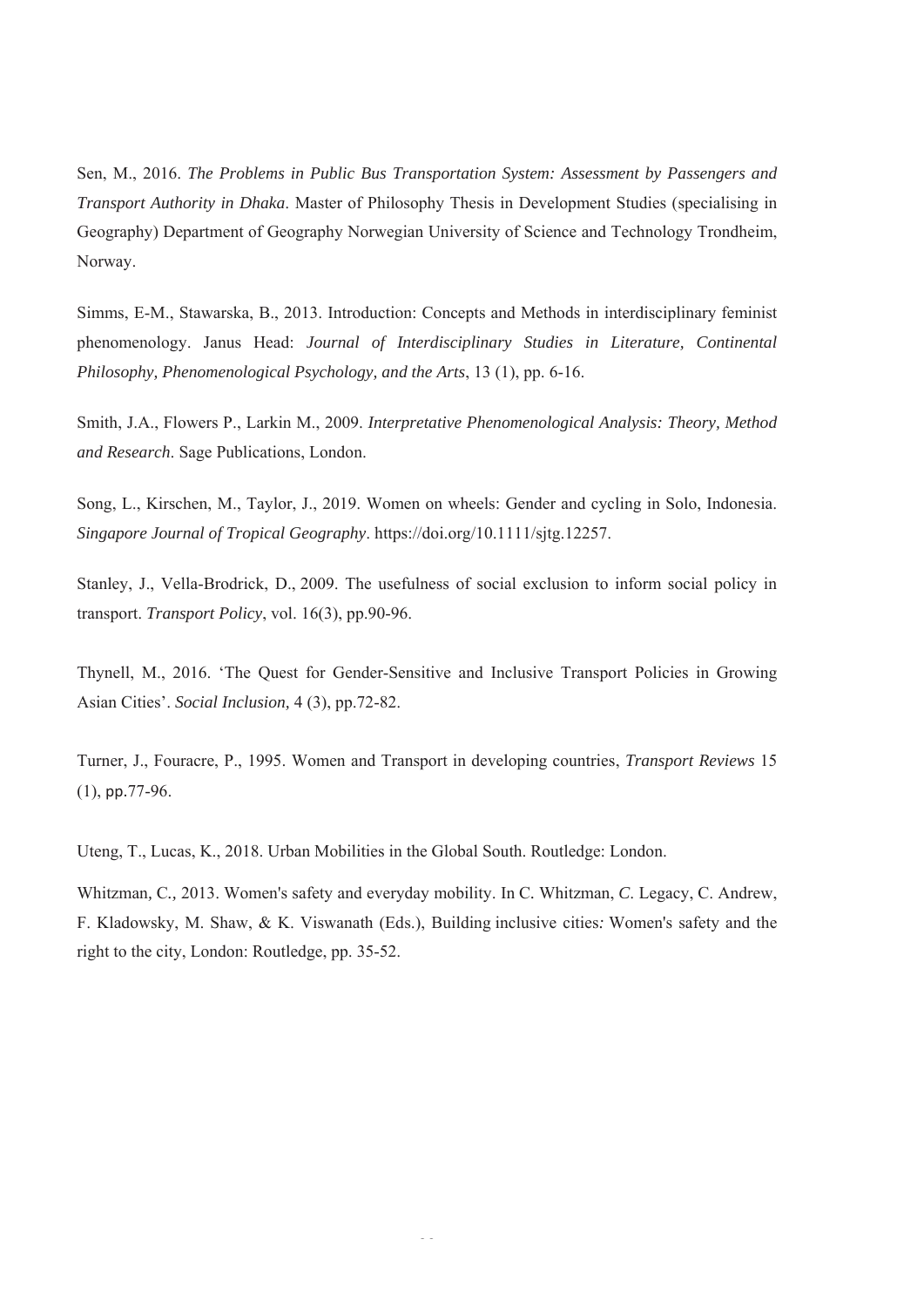Sen, M., 2016. *The Problems in Public Bus Transportation System: Assessment by Passengers and Transport Authority in Dhaka*. Master of Philosophy Thesis in Development Studies (specialising in Geography) Department of Geography Norwegian University of Science and Technology Trondheim, Norway.

Simms, E-M., Stawarska, B., 2013. Introduction: Concepts and Methods in interdisciplinary feminist phenomenology. Janus Head: *Journal of Interdisciplinary Studies in Literature, Continental Philosophy, Phenomenological Psychology, and the Arts*, 13 (1), pp. 6-16.

Smith, J.A., Flowers P., Larkin M., 2009. *Interpretative Phenomenological Analysis: Theory, Method and Research*. Sage Publications, London.

Song, L., Kirschen, M., Taylor, J., 2019. Women on wheels: Gender and cycling in Solo, Indonesia. *Singapore Journal of Tropical Geography*. https://doi.org/10.1111/sjtg.12257.

Stanley, J., Vella-Brodrick, D., 2009. The usefulness of social exclusion to inform social policy in transport. *Transport Policy*, vol. 16(3), pp.90-96.

Thynell, M., 2016. 'The Quest for Gender-Sensitive and Inclusive Transport Policies in Growing Asian Cities'. *Social Inclusion,* 4 (3), pp.72-82.

Turner, J., Fouracre, P., 1995. Women and Transport in developing countries, *Transport Reviews* 15 (1), pp.77-96.

Uteng, T., Lucas, K., 2018. Urban Mobilities in the Global South. Routledge: London.

Whitzman, C., 2013. Women's safety and everyday mobility. In C. Whitzman, *C*. Legacy, C. Andrew, F. Kladowsky, M. Shaw, & K. Viswanath (Eds.), Building inclusive cities*:* Women's safety and the right to the city, London: Routledge, pp. 35-52.